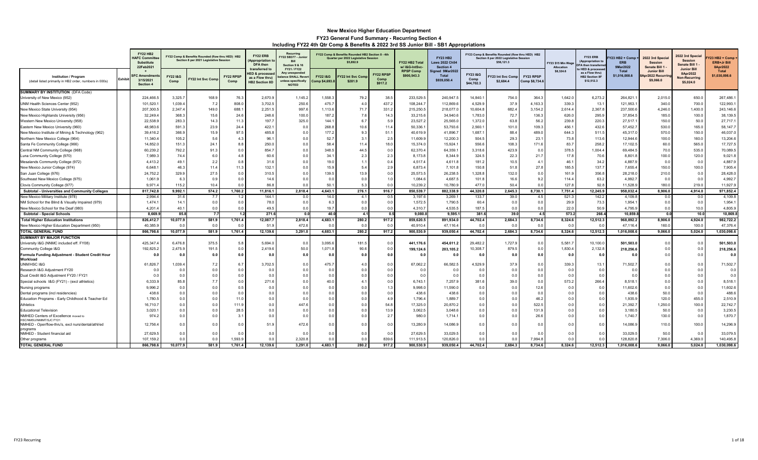# New Mexico Higher Education Department

## FY23 General Fund Summary - Recurring Section 4

### Including FY22 4th Qtr Comp & Benefits & 2022 3rd SS Junior Bill - SB1 Appropriations

| Institution / Program (detail listed primarily in HB2 order, numbers in 000s) | Exhibit | FY22 HB2 HAFC Committee Substitute 22Feb2021 + SFC Amendments 3/15/2021 Section 4 | FY22 Comp & Benefits Rounded (flow thru HED) HB2 Section 8 per 2021 Legislative Session | | | FY22 ERB (Appropriation to DFA then transferred to HED & processed as a Flow thru) HB2 Section 8D | Recurring FY22 SB377 - Junior Bill Section 9 & 16 FY21 / FY22 Any unexpended balance SHALL Revert unless specifically NOTED | FY22 Comp & Benefits Rounded HB2 Section 8 - 4th Quarter per 2022 Legislative Session $5,892.9 | | | FY22 HB2 Total w/ I&G-IntSvc-RPSP Comp $900,543.3 | FY23 HB2 Laws 2022 Ch54 Section 4 Signed 9Mar2022 Total $939,050.4 | FY23 Comp & Benefits Rounded (flow thru HED) HB2 Section 8 per 2022 Legislative Session $56,121.3 | | | FY23 $15 Min Wage Allocation $8,324.6 | FY23 ERB (Appropriation to DFA then transferred to HED & processed as a Flow thru) HB2 Section 8F $12,512.3 | FY23 HB2 + Comp + ERB 9Mar2022 Total $1,016,008.6 | 2022 3rd Special Session Senate Bill 1 - Junior Bill 8Apr2022 Recurring $9,066.0 | 2022 3rd Special Session Senate Bill 1 - Junior Bill 8Apr2022 Non-Recurring $5,024.0 | FY23 HB2 + Comp + ERB+Jr Bill 8Apr2022 Total $1,030,098.6 |
|---|---|---|---|---|---|---|---|---|---|---|---|---|---|---|---|---|---|---|---|---|---|
| | | | FY22 I&G Comp | FY22 Int Svc Comp | FY22 RPSP Comp | | | FY22 I&G Comp $4,693.8 | FY22 Int Svc Comp $281.9 | FY22 RPSP Comp $917.2 | | | FY23 I&G Comp $44,702.4 | FY23 Int Svc Comp $2,684.4 | FY23 RPSP Comp $8,734.6 | | | | | | |
| **SUMMARY BY INSTITUTION** (DFA Code) | | | | | | | | | | | | | | | | | | | | | |
| University of New Mexico (952) | | 224,466.5 | 3,325.7 | 168.9 | 76.3 | 2,670.9 | 1,145.2 | 1,558.3 | 79.2 | 38.5 | 233,529.5 | 240,947.5 | 14,840.1 | 754.0 | 364.3 | 1,642.0 | 6,273.2 | 264,821.1 | 2,015.0 | 650.0 | 267,486.1 |
| UNM Health Sciences Center (952) | | 101,520.1 | 1,039.4 | 7.2 | 808.0 | 3,702.5 | 250.6 | 475.7 | 4.0 | 437.2 | 108,244.7 | 112,869.6 | 4,529.9 | 37.9 | 4,163.3 | 339.3 | 13.1 | 121,953.1 | 340.0 | 700.0 | 122,993.1 |
| New Mexico State University (954) | | 207,300.5 | 2,347.4 | 149.0 | 688.1 | 2,251.5 | 997.6 | 1,113.6 | 71.7 | 331.2 | 215,250.5 | 218,077.0 | 10,604.8 | 682.4 | 3,154.2 | 2,614.4 | 2,367.8 | 237,500.6 | 4,246.0 | 1,400.0 | 243,146.6 |
| New Mexico Highlands University (956) | | 32,249.4 | 368.3 | 15.6 | 24.6 | 248.6 | 100.0 | 187.2 | 7.6 | 14.3 | 33,215.6 | 34,940.6 | 1,783.0 | 72.7 | 136.3 | 626.0 | 295.9 | 37,854.5 | 185.0 | 100.0 | 38,139.5 |
| Western New Mexico University (958) | | 22,538.9 | 283.3 | 14.3 | 11.3 | 197.7 | 325.0 | 144.1 | 6.7 | 5.9 | 23,527.2 | 25,565.0 | 1,372.0 | 63.8 | 56.2 | 239.8 | 220.3 | 27,517.1 | 150.0 | 50.0 | 27,717.1 |
| Eastern New Mexico University (960) | | 48,983.6 | 591.3 | 23.9 | 24.4 | 422.1 | 0.0 | 268.8 | 10.6 | 11.4 | 50,336.1 | 53,793.6 | 2,560.1 | 101.0 | 109.3 | 456.1 | 432.6 | 57,452.7 | 530.0 | 165.0 | 58,147.7 |
| New Mexico Institute of Mining & Technology (962) | | 39,416.2 | 366.9 | 15.9 | 97.5 | 485.8 | 0.0 | 177.2 | 9.3 | 51.1 | 40,619.9 | 41,896.7 | 1,687.1 | 88.4 | 489.0 | 644.3 | 511.5 | 45,317.0 | 570.0 | 150.0 | 46,037.0 |
| Northern New Mexico College (964) | | 11,340.4 | 105.2 | 5.6 | 4.3 | 96.1 | 0.0 | 52.7 | 3.1 | 2.5 | 11,609.9 | 12,200.3 | 504.5 | 29.3 | 23.1 | 73.8 | 113.6 | 12,944.6 | 100.0 | 160.0 | 13,204.6 |
| Santa Fe Community College (966) | | 14,852.0 | 151.3 | 24.1 | 8.8 | 250.0 | 0.0 | 58.4 | 11.4 | 18.0 | 15,374.0 | 15,924.1 | 556.6 | 108.3 | 171.6 | 83.7 | 258.2 | 17,102.5 | 60.0 | 565.0 | 17,727.5 |
| Central NM Community College (968) | | 60,239.2 | 792.2 | 91.3 | 0.0 | 854.7 | 0.0 | 348.5 | 44.5 | 0.0 | 62,370.4 | 64,359.1 | 3,318.6 | 423.9 | 0.0 | 378.5 | 1,004.4 | 69,484.5 | 70.0 | 535.0 | 70,089.5 |
| Luna Community College (970) | | 7,989.3 | 74.4 | 6.0 | 4.8 | 60.6 | 0.0 | 34.1 | 2.3 | 2.3 | 8,173.8 | 8,344.9 | 324.5 | 22.3 | 21.7 | 17.8 | 70.6 | 8,801.8 | 100.0 | 120.0 | 9,021.8 |
| Mesalands Community College (972) | | 4,413.2 | 49.1 | 2.2 | 0.8 | 31.6 | 0.0 | 19.0 | 1.1 | 0.4 | 4,517.4 | 4,611.8 | 181.2 | 10.5 | 4.1 | 46.1 | 34.2 | 4,887.9 | 0.0 | 0.0 | 4,887.9 |
| New Mexico Junior College (974) | | 6,648.1 | 46.3 | 11.4 | 11.3 | 132.1 | 0.0 | 15.9 | 5.4 | 2.9 | 6,873.4 | 7,101.8 | 150.8 | 51.8 | 27.8 | 185.5 | 137.7 | 7,655.4 | 150.0 | 100.0 | 7,905.4 |
| San Juan College (976) | | 24,752.2 | 329.9 | 27.5 | 0.0 | 310.5 | 0.0 | 139.5 | 13.9 | 0.0 | 25,573.5 | 26,238.5 | 1,328.8 | 132.0 | 0.0 | 161.9 | 356.8 | 28,218.0 | 210.0 | 0.0 | 28,428.0 |
| Southeast New Mexico College (975) | | 1,061.9 | 6.3 | 0.9 | 0.0 | 14.6 | 0.0 | 0.0 | 0.0 | 1.0 | 1,084.6 | 4,687.5 | 101.8 | 16.6 | 9.2 | 114.4 | 63.2 | 4,992.7 | 0.0 | 0.0 | 4,992.7 |
| Clovis Community College (977) | | 9,971.4 | 115.2 | 10.4 | 0.0 | 86.8 | 0.0 | 50.1 | 5.3 | 0.0 | 10,239.2 | 10,780.9 | 477.0 | 50.4 | 0.0 | 127.8 | 92.8 | 11,528.9 | 180.0 | 219.0 | 11,927.9 |
| **Subtotal - Universities and Community Colleges** | | **817,742.8** | **9,992.1** | **574.2** | **1,760.2** | **11,816.1** | **2,818.4** | **4,643.1** | **276.1** | **916.7** | **850,539.7** | **882,338.9** | **44,320.8** | **2,645.3** | **8,730.1** | **7,751.4** | **12,245.9** | **958,032.4** | **8,906.0** | **4,914.0** | **971,852.4** |
| New Mexico Military Institute (978) | | 2,994.4 | 31.6 | 7.7 | 1.2 | 144.1 | 0.0 | 14.0 | 4.1 | 0.5 | 3,197.6 | 3,269.1 | 133.7 | 39.0 | 4.5 | 521.3 | 142.2 | 4,109.8 | 0.0 | 0.0 | 4,109.8 |
| NM School for the Blind & Visually Impaired (979) | | 1,474.1 | 14.1 | 0.0 | 0.0 | 78.0 | 0.0 | 6.3 | 0.0 | 0.0 | 1,572.5 | 1,790.5 | 60.4 | 0.0 | 0.0 | 29.9 | 73.3 | 1,954.1 | 0.0 | 0.0 | 1,954.1 |
| New Mexico School for the Deaf (980) | | 4,201.4 | 40.1 | 0.0 | 0.0 | 49.5 | 0.0 | 19.7 | 0.0 | 0.0 | 4,310.7 | 4,535.5 | 187.5 | 0.0 | 0.0 | 22.0 | 50.9 | 4,795.9 | 0.0 | 10.0 | 4,805.9 |
| **Subtotal - Special Schools** | | **8,669.9** | **85.8** | **7.7** | **1.2** | **271.6** | **0.0** | **40.0** | **4.1** | **0.5** | **9,080.8** | **9,595.1** | **381.6** | **39.0** | **4.5** | **573.2** | **266.4** | **10,859.8** | **0.0** | **10.0** | **10,869.8** |
| **Total Higher Education Institutions** | | **826,412.7** | **10,077.9** | **581.9** | **1,761.4** | **12,087.7** | **2,818.4** | **4,683.1** | **280.2** | **917.2** | **859,620.5** | **891,934.0** | **44,702.4** | **2,684.3** | **8,734.6** | **8,324.6** | **12,512.3** | **968,892.2** | **8,906.0** | **4,924.0** | **982,722.2** |
| New Mexico Higher Education Department (950) | | 40,385.9 | 0.0 | 0.0 | 0.0 | 51.9 | 472.6 | 0.0 | 0.0 | 0.0 | 40,910.4 | 47,116.4 | 0.0 | 0.0 | 0.0 | 0.0 | 0.0 | 47,116.4 | 160.0 | 100.0 | 47,376.4 |
| **TOTAL GENERAL FUND** | | **866,798.6** | **10,077.9** | **581.9** | **1,761.4** | **12,139.6** | **3,291.0** | **4,683.1** | **280.2** | **917.2** | **900,530.9** | **939,050.4** | **44,702.4** | **2,684.3** | **8,734.6** | **8,324.6** | **12,512.3** | **1,016,008.6** | **9,066.0** | **5,024.0** | **1,030,098.6** |
| **SUMMARY BY MAJOR FUNCTION** | | | | | | | | | | | | | | | | | | | | | |
| University I&G (NNMC included eff. FY08) | | 425,347.4 | 6,476.8 | 375.5 | 5.8 | 5,694.0 | 0.0 | 3,095.6 | 181.5 | 0.0 | **441,176.6** | **454,611.2** | 29,482.2 | 1,727.9 | 0.0 | 5,581.7 | 10,100.0 | **501,503.0** | 0.0 | 0.0 | 501,503.0 |
| Community College I&G | | 192,825.2 | 2,475.9 | 191.5 | 0.0 | 2,419.6 | 50.0 | 1,071.8 | 90.6 | 0.0 | **199,124.6** | **203,105.2** | 10,308.7 | 879.5 | 0.0 | 1,830.4 | 2,132.8 | **218,256.6** | 0.0 | 0.0 | 218,256.6 |
| **Formula Funding Adjustment - Student Credit Hour Workload** | | **0.0** | **0.0** | **0.0** | **0.0** | **0.0** | **0.0** | **0.0** | **0.0** | **0.0** | **0.0** | **0.0** | **0.0** | **0.0** | **0.0** | **0.0** | **0.0** | **0.0** | **0.0** | **0.0** | **0.0** |
| UNM/HSC I&G | | 61,826.7 | 1,039.4 | 7.2 | 6.7 | 3,702.5 | 0.0 | 475.7 | 4.0 | 0.0 | 67,062.2 | 66,582.5 | 4,529.9 | 37.9 | 0.0 | 339.3 | 13.1 | 71,502.7 | 0.0 | 0.0 | 71,502.7 |
| Research I&G Adjustment FY20 | | 0.0 | 0.0 | 0.0 | 0.0 | 0.0 | 0.0 | 0.0 | 0.0 | 0.0 | 0.0 | 0.0 | 0.0 | 0.0 | 0.0 | 0.0 | 0.0 | 0.0 | 0.0 | 0.0 | 0.0 |
| Dual Credit I&G Adjustment FY20 / FY21 | | 0.0 | 0.0 | 0.0 | 0.0 | 0.0 | 0.0 | 0.0 | 0.0 | 0.0 | 0.0 | 0.0 | 0.0 | 0.0 | 0.0 | 0.0 | 0.0 | 0.0 | 0.0 | 0.0 | 0.0 |
| Special schools I&G (FY21) - (excl athletics) | | 6,333.9 | 85.8 | 7.7 | 0.0 | 271.6 | 0.0 | 40.0 | 4.1 | 0.0 | 6,743.1 | 7,257.9 | 381.6 | 39.0 | 0.0 | 573.2 | 266.4 | 8,518.1 | 0.0 | 0.0 | 8,518.1 |
| Nursing programs | | 9,996.2 | 0.0 | 0.0 | 0.5 | 0.0 | 0.0 | 0.0 | 0.0 | 1.3 | 9,998.0 | 11,590.0 | 0.0 | 0.0 | 12.6 | 0.0 | 0.0 | 11,602.6 | 0.0 | 0.0 | 11,602.6 |
| Dental programs (incl residencies) | | 438.6 | 0.0 | 0.0 | 0.0 | 0.0 | 0.0 | 0.0 | 0.0 | 0.0 | 438.6 | 438.6 | 0.0 | 0.0 | 0.0 | 0.0 | 0.0 | 438.6 | 50.0 | 0.0 | 488.6 |
| Education Programs - Early Childhood & Teacher Ed | | 1,780.5 | 0.0 | 0.0 | 11.0 | 0.0 | 0.0 | 0.0 | 0.0 | 4.9 | 1,796.4 | 1,889.7 | 0.0 | 0.0 | 46.2 | 0.0 | 0.0 | 1,935.9 | 120.0 | 455.0 | 2,510.9 |
| Athletics | | 16,710.7 | 0.0 | 0.0 | 111.9 | 0.0 | 447.6 | 0.0 | 0.0 | 54.8 | 17,325.0 | 20,870.2 | 0.0 | 0.0 | 522.5 | 0.0 | 0.0 | 21,392.7 | 1,250.0 | 100.0 | 22,742.7 |
| Educational Television | | 3,020.1 | 0.0 | 0.0 | 28.5 | 0.0 | 0.0 | 0.0 | 0.0 | 13.9 | 3,062.5 | 3,048.6 | 0.0 | 0.0 | 131.9 | 0.0 | 0.0 | 3,180.5 | 50.0 | 0.0 | 3,230.5 |
| NMHED Centers of Excellence moved to HSC/NMSU/NMIMT/SJC FY21 | | 974.2 | 0.0 | 0.0 | 3.1 | 0.0 | 0.0 | 0.0 | 0.0 | 2.7 | 980.0 | 1,714.1 | 0.0 | 0.0 | 26.6 | 0.0 | 0.0 | 1,740.7 | 130.0 | 0.0 | 1,870.7 |
| NMHED - Open'flow-thru's, excl nurs/dental/athl/ed programs | | 12,756.4 | 0.0 | 0.0 | 0.0 | 51.9 | 472.6 | 0.0 | 0.0 | 0.0 | 13,280.9 | 14,086.9 | 0.0 | 0.0 | 0.0 | 0.0 | 0.0 | 14,086.9 | 110.0 | 100.0 | 14,296.9 |
| NMHED - Student financial aid | | 27,629.5 | 0.0 | 0.0 | 0.0 | 0.0 | 0.0 | 0.0 | 0.0 | 0.0 | 27,629.5 | 33,029.5 | 0.0 | 0.0 | 0.0 | 0.0 | 0.0 | 33,029.5 | 50.0 | 0.0 | 33,079.5 |
| Other programs | | 107,159.2 | 0.0 | 0.0 | 1,593.9 | 0.0 | 2,320.8 | 0.0 | 0.0 | 839.6 | 111,913.5 | 120,826.0 | 0.0 | 0.0 | 7,994.8 | 0.0 | 0.0 | 128,820.8 | 7,306.0 | 4,369.0 | 140,495.8 |
| **TOTAL GENERAL FUND** | | **866,798.6** | **10,077.9** | **581.9** | **1,761.4** | **12,139.6** | **3,291.0** | **4,683.1** | **280.2** | **917.2** | **900,530.9** | **939,050.4** | **44,702.4** | **2,684.3** | **8,734.6** | **8,324.6** | **12,512.3** | **1,016,008.6** | **9,066.0** | **5,024.0** | **1,030,098.6** |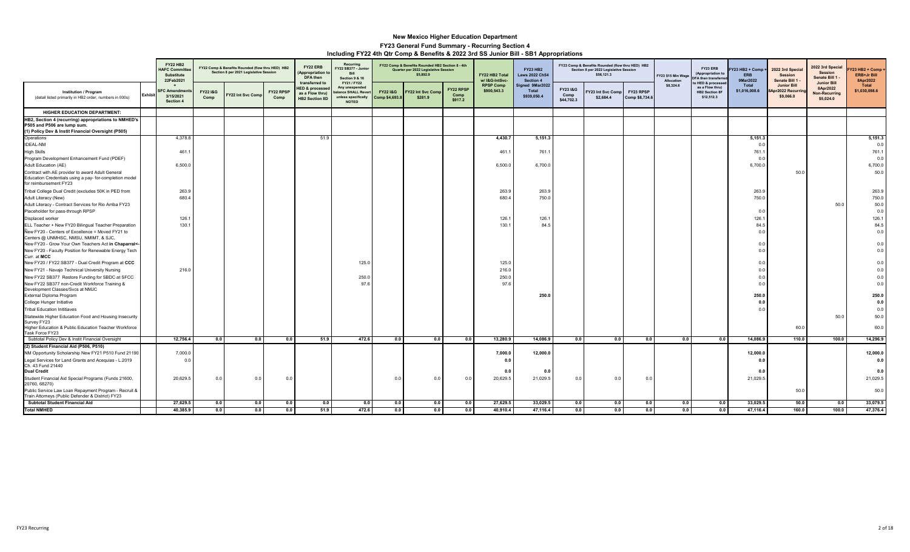# New Mexico Higher Education Department

## FY23 General Fund Summary - Recurring Section 4

### Including FY22 4th Qtr Comp & Benefits & 2022 3rd SS Junior Bill - SB1 Appropriations

| Institution / Program (detail listed primarily in HB2 order, numbers in 000s) | Exhibit | FY22 HB2 HAFC Committee Substitute 22Feb2021 + SFC Amendments 3/15/2021 Section 4 | FY22 Comp & Benefits Rounded (flow thru HED) HB2 Section 8 per 2021 Legislative Session | | | FY22 ERB (Appropriation to DFA then transferred to HED & processed as a Flow thru) HB2 Section 8D | Recurring FY22 SB377 - Junior Bill Section 9 & 16 FY21 / FY22 Any unexpended balance SHALL Revert unless specifically NOTED | FY22 Comp & Benefits Rounded HB2 Section 8 - 4th Quarter per 2022 Legislative Session $5,892.9 | | | FY22 HB2 Total w/ I&G-IntSvc-RPSP Comp $900,543.3 | FY23 HB2 Laws 2022 Ch54 Section 4 Signed 9Mar2022 Total $939,050.4 | FY23 Comp & Benefits Rounded (flow thru HED) HB2 Section 8 per 2022 Legislative Session $56,121.3 | | | FY23 $15 Min Wage Allocation $8,324.6 | FY23 ERB (Appropriation to DFA then transferred to HED & processed as a Flow thru) HB2 Section 8F $12,512.3 | FY23 HB2 + Comp + ERB 9Mar2022 Total $1,016,008.6 | 2022 3rd Special Session Senate Bill 1 - Junior Bill 8Apr2022 Recurring $9,066.0 | 2022 3rd Special Session Senate Bill 1 - Junior Bill 8Apr2022 Non-Recurring $5,024.0 | FY23 HB2 + Comp + ERB+Jr Bill 8Apr2022 Total $1,030,098.6 |
|---|---|---|---|---|---|---|---|---|---|---|---|---|---|---|---|---|---|---|---|---|---|
| | | | FY22 I&G Comp | FY22 Int Svc Comp | FY22 RPSP Comp | | | FY22 I&G Comp $4,693.8 | FY22 Int Svc Comp $281.9 | FY22 RPSP Comp $917.2 | | | FY23 I&G Comp $44,702.3 | FY23 Int Svc Comp $2,684.4 | FY23 RPSP Comp $8,734.6 | | | | | | |
| **HIGHER EDUCATION DEPARTMENT:** | | | | | | | | | | | | | | | | | | | | | |
| **HB2, Section 4 (recurring) appropriations to NMHED's P505 and P506 are lump sum.** | | | | | | | | | | | | | | | | | | | | | |
| **(1) Policy Dev & Instit Financial Oversight (P505)** | | | | | | | | | | | | | | | | | | | | | |
| Operations | | 4,378.8 | | | | 51.9 | | | | | 4,430.7 | 5,151.3 | | | | | | 5,151.3 | | | 5,151.3 |
| IDEAL-NM | | | | | | | | | | | | | | | | | | 0.0 | | | 0.0 |
| High Skills | | 461.1 | | | | | | | | | 461.1 | 761.1 | | | | | | 761.1 | | | 761.1 |
| Program Development Enhancement Fund (PDEF) | | | | | | | | | | | | | | | | | | 0.0 | | | 0.0 |
| Adult Education (AE) | | 6,500.0 | | | | | | | | | 6,500.0 | 6,700.0 | | | | | | 6,700.0 | | | 6,700.0 |
| Contract with AE provider to award Adult General Education Credentials using a pay- for-completion model for reimbursement FY23 | | | | | | | | | | | | | | | | | | | 50.0 | | 50.0 |
| Tribal College Dual Credit (excludes 50K in PED from | | 263.9 | | | | | | | | | 263.9 | 263.9 | | | | | | 263.9 | | | 263.9 |
| Adult Literacy (New) | | 680.4 | | | | | | | | | 680.4 | 750.0 | | | | | | 750.0 | | | 750.0 |
| Adult Literacy - Contract Services for Rio Arriba FY23 | | | | | | | | | | | | | | | | | | | | 50.0 | 50.0 |
| Placeholder for pass-through RPSP | | | | | | | | | | | | | | | | | | 0.0 | | | 0.0 |
| Displaced worker | | 126.1 | | | | | | | | | 126.1 | 126.1 | | | | | | 126.1 | | | 126.1 |
| ELL Teacher + New FY20 Bilingual Teacher Preparation | | 130.1 | | | | | | | | | 130.1 | 84.5 | | | | | | 84.5 | | | 84.5 |
| New FY20 - Centers of Excellence = Moved FY21 to Centers @ UNMHSC, NMSU, NMIMT, & SJC, | | | | | | | | | | | | | | | | | | 0.0 | | | 0.0 |
| New FY20 - Grow Your Own Teachers Act **in Chaparral<-** | | | | | | | | | | | | | | | | | | 0.0 | | | 0.0 |
| New FY20 - Faculty Position for Renewable Energy Tech Curr. at **MCC** | | | | | | | | | | | | | | | | | | 0.0 | | | 0.0 |
| New FY20 / FY22 SB377 - Dual Credit Program at **CCC** | | | | | | | 125.0 | | | | 125.0 | | | | | | | 0.0 | | | 0.0 |
| New FY21 - Navajo Technical University Nursing | | 216.0 | | | | | | | | | 216.0 | | | | | | | 0.0 | | | 0.0 |
| New FY22 SB377 Restore Funding for SBDC at SFCC | | | | | | | 250.0 | | | | 250.0 | | | | | | | 0.0 | | | 0.0 |
| New FY22 SB377 non-Credit Workforce Training & Development Classes/Svcs at NMJC | | | | | | | 97.6 | | | | 97.6 | | | | | | | 0.0 | | | 0.0 |
| External Diploma Program | | | | | | | | | | | | 250.0 | | | | | | 250.0 | | | 250.0 |
| College Hunger Initiative | | | | | | | | | | | | | | | | | | 0.0 | | | 0.0 |
| Tribal Education Inititiaves | | | | | | | | | | | | | | | | | | 0.0 | | | 0.0 |
| Statewide Higher Education Food and Housing Insecurity Survey FY23 | | | | | | | | | | | | | | | | | | | | 50.0 | 50.0 |
| Higher Education & Public Education Teacher Workforce Task Force FY23 | | | | | | | | | | | | | | | | | | | 60.0 | | 60.0 |
| Subtotal Policy Dev & Instit Financial Oversight | | 12,756.4 | 0.0 | 0.0 | 0.0 | 51.9 | 472.6 | 0.0 | 0.0 | 0.0 | 13,280.9 | 14,086.9 | 0.0 | 0.0 | 0.0 | 0.0 | 0.0 | 14,086.9 | 110.0 | 100.0 | 14,296.9 |
| **(2) Student Financial Aid (P506, P510)** | | | | | | | | | | | | | | | | | | | | | |
| NM Opportunity Scholarship New FY21 P510 Fund 21190 | | 7,000.0 | | | | | | | | | 7,000.0 | 12,000.0 | | | | | | 12,000.0 | | | 12,000.0 |
| Legal Services for Land Grants and Acequias - L.2019 Ch. 43 Fund 21440 | | 0.0 | | | | | | | | | 0.0 | | | | | | | 0.0 | | | 0.0 |
| **Dual Credit** | | | | | | | | | | | 0.0 | 0.0 | | | | | | 0.0 | | | 0.0 |
| Student Financial Aid Special Programs (Funds 21600, 20760, 68270) | | 20,629.5 | 0.0 | 0.0 | 0.0 | | | 0.0 | 0.0 | 0.0 | 20,629.5 | 21,029.5 | 0.0 | 0.0 | 0.0 | | | 21,029.5 | | | 21,029.5 |
| Public Service Law Loan Repayment Program - Recruit & Train Attorneys (Public Defender & District) FY23 | | | | | | | | | | | | | | | | | | | 50.0 | | 50.0 |
| **Subtotal Student Financial Aid** | | 27,629.5 | 0.0 | 0.0 | 0.0 | 0.0 | 0.0 | 0.0 | 0.0 | 0.0 | 27,629.5 | 33,029.5 | 0.0 | 0.0 | 0.0 | 0.0 | 0.0 | 33,029.5 | 50.0 | 0.0 | 33,079.5 |
| **Total NMHED** | | 40,385.9 | 0.0 | 0.0 | 0.0 | 51.9 | 472.6 | 0.0 | 0.0 | 0.0 | 40,910.4 | 47,116.4 | 0.0 | 0.0 | 0.0 | 0.0 | 0.0 | 47,116.4 | 160.0 | 100.0 | 47,376.4 |

FY23 Recurring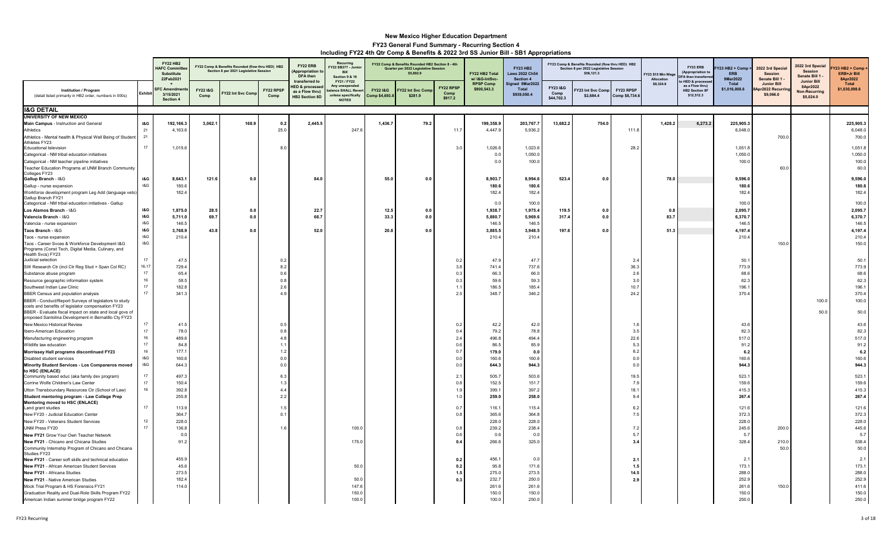# New Mexico Higher Education Department

## FY23 General Fund Summary - Recurring Section 4

### Including FY22 4th Qtr Comp & Benefits & 2022 3rd SS Junior Bill - SB1 Appropriations

| Institution / Program (detail listed primarily in HB2 order, numbers in 000s) | Exhibit | FY22 HB2 HAFC Committee Substitute 22Feb2021 + SFC Amendments 3/15/2021 Section 4 | FY22 Comp & Benefits Rounded (flow thru HED) HB2 Section 8 per 2021 Legislative Session: FY22 I&G Comp | FY22 Int Svc Comp | FY22 RPSP Comp | FY22 ERB (Appropriation to DFA then transferred to HED & processed as a Flow thru) HB2 Section 8D | Recurring FY22 SB377 - Junior Bill Section 9 & 16 FY21 / FY22 Any unexpended balance SHALL Revert unless specifically NOTED | FY22 Comp & Benefits Rounded HB2 Section 8 - 4th Quarter per 2022 Legislative Session $5,892.9: FY22 I&G Comp $4,693.8 | FY22 Int Svc Comp $281.9 | FY22 RPSP Comp $917.2 | FY22 HB2 Total w/ I&G-IntSvc-RPSP Comp $900,543.3 | FY23 HB2 Laws 2022 Ch54 Section 4 Signed 9Mar2022 Total $939,050.4 | FY23 Comp & Benefits Rounded (flow thru HED) HB2 Section 8 per 2022 Legislative Session $56,121.3: FY23 I&G Comp $44,702.3 | FY23 Int Svc Comp $2,684.4 | FY23 RPSP Comp $8,734.6 | FY23 $15 Min Wage Allocation $8,324.6 | FY23 ERB (Appropriation to DFA then transferred to HED & processed as a Flow thru) HB2 Section 8F $12,512.3 | FY23 HB2 + Comp + ERB 9Mar2022 Total $1,016,008.6 | 2022 3rd Special Session Senate Bill 1 - Junior Bill 8Apr2022 Recurring $9,066.0 | 2022 3rd Special Session Senate Bill 1 - Junior Bill 8Apr2022 Non-Recurring $5,024.0 | FY23 HB2 + Comp + ERB+Jr Bill 8Apr2022 Total $1,030,098.6 |
|---|---|---|---|---|---|---|---|---|---|---|---|---|---|---|---|---|---|---|---|---|---|
| **I&G DETAIL** | | | | | | | | | | | | | | | | | | | | | |
| **UNIVERSITY OF NEW MEXICO** | | | | | | | | | | | | | | | | | | | | | |
| **Main Campus** - Instruction and General | **I&G** | **192,166.3** | **3,062.1** | **168.9** | **0.2** | **2,445.5** | | **1,436.7** | **79.2** | | **199,358.9** | **203,767.7** | **13,682.2** | **754.0** | | **1,428.2** | **6,273.2** | **225,905.3** | | | **225,905.3** |
| Athletics | 21 | 4,163.6 | | | 25.0 | | 247.6 | | | 11.7 | 4,447.9 | 5,936.2 | | | 111.8 | | | 6,048.0 | | | 6,048.0 |
| Athletics - Mental health & Physical Well Being of Student Athletes FY23 | 21 | | | | | | | | | | | | | | | | | | 700.0 | | 700.0 |
| Educational television | 17 | 1,015.6 | | | 8.0 | | | | | 3.0 | 1,026.6 | 1,023.6 | | | 28.2 | | | 1,051.8 | | | 1,051.8 |
| Categorical - NM tribal education initiatives | | | | | | | | | | | 0.0 | 1,050.0 | | | | | | 1,050.0 | | | 1,050.0 |
| Categorical - NM teacher pipeline initiatives | | | | | | | | | | | 0.0 | 100.0 | | | | | | 100.0 | | | 100.0 |
| Teacher Education Programs at UNM Branch Community Colleges FY23 | | | | | | | | | | | | | | | | | | | 60.0 | | 60.0 |
| **Gallup Branch** - I&G | **I&G** | **8,643.1** | **121.6** | **0.0** | | **84.0** | | **55.0** | **0.0** | | **8,903.7** | **8,994.6** | **523.4** | **0.0** | | **78.0** | | **9,596.0** | | | **9,596.0** |
| Gallup - nurse expansion | I&G | 180.6 | | | | | | | | | **180.6** | **180.6** | | | | | | **180.6** | | | **180.6** |
| Workforce development program Leg Add (language veto) Gallup Branch FY21 | | 182.4 | | | | | | | | | 182.4 | 182.4 | | | | | | 182.4 | | | 182.4 |
| Categorical - NM tribal education initiatives - Gallup | | | | | | | | | | | 0.0 | 100.0 | | | | | | 100.0 | | | 100.0 |
| **Los Alamos Branch** - I&G | **I&G** | **1,875.0** | **28.5** | **0.0** | | **22.7** | | **12.5** | **0.0** | | **1,938.7** | **1,975.4** | **119.5** | **0.0** | | **0.8** | | **2,095.7** | | | **2,095.7** |
| **Valencia Branch** - I&G | **I&G** | **5,711.0** | **69.7** | **0.0** | | **66.7** | | **33.3** | **0.0** | | **5,880.7** | **5,969.6** | **317.4** | **0.0** | | **83.7** | | **6,370.7** | | | **6,370.7** |
| Valencia - nurse expansion | I&G | 146.5 | | | | | | | | | 146.5 | 146.5 | | | | | | 146.5 | | | 146.5 |
| **Taos Branch** - I&G | **I&G** | **3,768.9** | **43.8** | **0.0** | | **52.0** | | **20.8** | **0.0** | | **3,885.5** | **3,948.5** | **197.6** | **0.0** | | **51.3** | | **4,197.4** | | | **4,197.4** |
| Taos - nurse expansion | I&G | 210.4 | | | | | | | | | 210.4 | 210.4 | | | | | | 210.4 | | | 210.4 |
| Taos - Career Svces & Workforce Development I&G Programs (Const Tech, Digital Media, Culinary, and Health Svcs) FY23 | I&G | | | | | | | | | | | | | | | | | | 150.0 | | 150.0 |
| Judicial selection | 17 | 47.5 | | | 0.2 | | | | | 0.2 | 47.9 | 47.7 | | | 2.4 | | | 50.1 | | | 50.1 |
| SW Research Ctr (incl Ctr Reg Stud + Span Col RC) | 16,17 | 729.4 | | | 8.2 | | | | | 3.8 | 741.4 | 737.6 | | | 36.3 | | | 773.9 | | | 773.9 |
| Substance abuse program | 17 | 65.4 | | | 0.6 | | | | | 0.3 | 66.3 | 66.0 | | | 2.6 | | | 68.6 | | | 68.6 |
| Resource geographic information system | 16 | 58.5 | | | 0.8 | | | | | 0.3 | 59.6 | 59.3 | | | 3.0 | | | 62.3 | | | 62.3 |
| Southwest Indian Law Clinic | 17 | 182.8 | | | 2.6 | | | | | 1.1 | 186.5 | 185.4 | | | 10.7 | | | 196.1 | | | 196.1 |
| BBER Census and population analysis | 17 | 341.3 | | | 4.9 | | | | | 2.5 | 348.7 | 346.2 | | | 24.2 | | | 370.4 | | | 370.4 |
| BBER - Conduct/Report Surveys of legislators to study costs and benefits of legislator compensation FY23 | | | | | | | | | | | | | | | | | | | | 100.0 | 100.0 |
| BBER - Evaluate fiscal impact on state and local govs of proposed Santolina Development in Bernalillo Cty FY23 | | | | | | | | | | | | | | | | | | | | 50.0 | 50.0 |
| New Mexico Historical Review | 17 | 41.5 | | | 0.5 | | | | | 0.2 | 42.2 | 42.0 | | | 1.6 | | | 43.6 | | | 43.6 |
| Ibero-American Education | 17 | 78.0 | | | 0.8 | | | | | 0.4 | 79.2 | 78.8 | | | 3.5 | | | 82.3 | | | 82.3 |
| Manufacturing engineering program | 16 | 489.6 | | | 4.8 | | | | | 2.4 | 496.8 | 494.4 | | | 22.6 | | | 517.0 | | | 517.0 |
| Wildlife law education | 17 | 84.8 | | | 1.1 | | | | | 0.6 | 86.5 | 85.9 | | | 5.3 | | | 91.2 | | | 91.2 |
| **Morrissey Hall programs discontinued FY23** | 16 | 177.1 | | | 1.2 | | | | | 0.7 | **179.0** | **0.0** | | | 6.2 | | | **6.2** | | | **6.2** |
| Disabled student services | I&G | 160.6 | | | 0.0 | | | | | 0.0 | 160.6 | 160.6 | | | 0.0 | | | 160.6 | | | 160.6 |
| **Minority Student Services - Los Companeros moved to HSC (ENLACE)** | I&G | 644.3 | | | 0.0 | | | | | 0.0 | **644.3** | **944.3** | | | 0.0 | | | **944.3** | | | **944.3** |
| Community based educ (aka family dev program) | 17 | 497.3 | | | 6.3 | | | | | 2.1 | 505.7 | 503.6 | | | 19.5 | | | 523.1 | | | 523.1 |
| Corrine Wolfe Children's Law Center | 17 | 150.4 | | | 1.3 | | | | | 0.8 | 152.5 | 151.7 | | | 7.9 | | | 159.6 | | | 159.6 |
| Utton Transboundary Resources Ctr (School of Law) | 16 | 392.8 | | | 4.4 | | | | | 1.9 | 399.1 | 397.2 | | | 18.1 | | | 415.3 | | | 415.3 |
| **Student mentoring program - Law College Prep Mentoring moved to HSC (ENLACE)** | | 255.8 | | | 2.2 | | | | | 1.0 | **259.0** | **258.0** | | | 9.4 | | | **267.4** | | | **267.4** |
| Land grant studies | 17 | 113.9 | | | 1.5 | | | | | 0.7 | 116.1 | 115.4 | | | 6.2 | | | 121.6 | | | 121.6 |
| New FY20 - Judicial Education Center | | 364.7 | | | 0.1 | | | | | 0.8 | 365.6 | 364.8 | | | 7.5 | | | 372.3 | | | 372.3 |
| New FY20 - Veterans Student Services | 12 | 228.0 | | | | | | | | | 228.0 | 228.0 | | | | | | 228.0 | | | 228.0 |
| UNM Press FY20 | 17 | 136.8 | | | 1.6 | | 100.0 | | | 0.8 | 239.2 | 238.4 | | | 7.2 | | | 245.6 | 200.0 | | 445.6 |
| **New FY21** Grow Your Own Teacher Network | | 0.0 | | | | | | | | 0.6 | 0.6 | 0.0 | | | 5.7 | | | 5.7 | | | 5.7 |
| **New FY21** - Chicano and Chicana Studies | | 91.2 | | | | | 175.0 | | | **0.4** | 266.6 | 325.0 | | | **3.4** | | | 328.4 | 210.0 | | 538.4 |
| Community Internship Program of Chicano and Chicana Studies FY23 | | | | | | | | | | | | | | | | | | | 50.0 | | 50.0 |
| **New FY21** - Career soft skills and technical education | | 455.9 | | | | | | | | **0.2** | 456.1 | 0.0 | | | **2.1** | | | 2.1 | | | 2.1 |
| **New FY21** - African American Student Services | | 45.6 | | | | | 50.0 | | | **0.2** | 95.8 | 171.6 | | | **1.5** | | | 173.1 | | | 173.1 |
| **New FY21** - Africana Studies | | 273.5 | | | | | | | | **1.5** | 275.0 | 273.5 | | | **14.5** | | | 288.0 | | | 288.0 |
| **New FY21** - Native American Studies | | 182.4 | | | | | 50.0 | | | **0.3** | 232.7 | 250.0 | | | **2.9** | | | 252.9 | | | 252.9 |
| Mock Trial Program & HS Forensics FY21 | | 114.0 | | | | | 147.6 | | | | 261.6 | 261.6 | | | | | | 261.6 | 150.0 | | 411.6 |
| Graduation Reality and Dual-Role Skills Program FY22 | | | | | | | 150.0 | | | | 150.0 | 150.0 | | | | | | 150.0 | | | 150.0 |
| American Indian summer bridge program FY22 | | | | | | | 100.0 | | | | 100.0 | 250.0 | | | | | | 250.0 | | | 250.0 |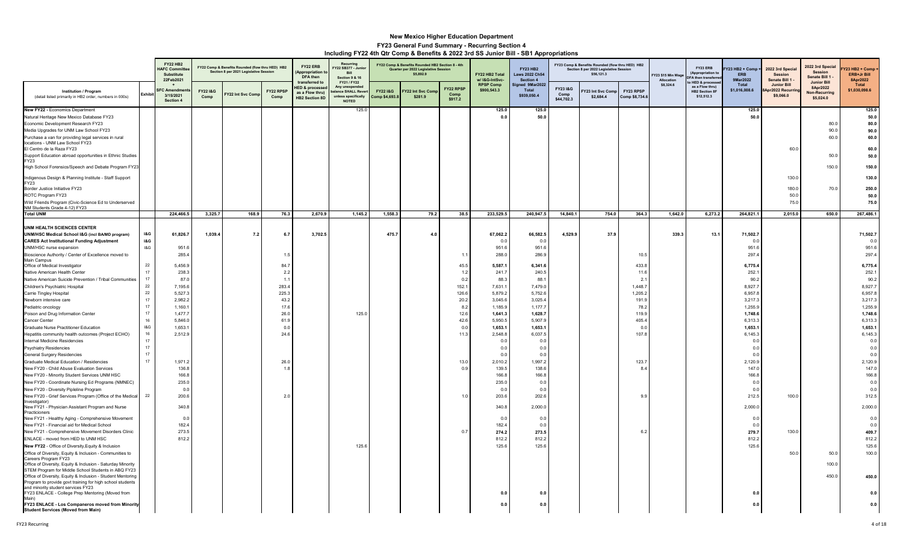# New Mexico Higher Education Department

## FY23 General Fund Summary - Recurring Section 4

### Including FY22 4th Qtr Comp & Benefits & 2022 3rd SS Junior Bill - SB1 Appropriations

| Institution / Program (detail listed primarily in HB2 order, numbers in 000s) | Exhibit | FY22 HB2 HAFC Committee Substitute 22Feb2021 + SFC Amendments 3/15/2021 Section 4 | FY22 Comp & Benefits Rounded (flow thru HED) HB2 Section 8 per 2021 Legislative Session | | | FY22 ERB (Appropriation to DFA then transferred to HED & processed as a Flow thru) HB2 Section 8D | Recurring FY22 SB377 - Junior Bill Section 9 & 16 FY21 / FY22 Any unexpended balance SHALL Revert unless specifically NOTED | FY22 Comp & Benefits Rounded HB2 Section 8 - 4th Quarter per 2022 Legislative Session $5,892.9 | | | FY22 HB2 Total w/ I&G-IntSvc-RPSP Comp $900,543.3 | FY23 HB2 Laws 2022 Ch54 Section 4 Signed 9Mar2022 Total $939,050.4 | FY23 Comp & Benefits Rounded (flow thru HED) HB2 Section 8 per 2022 Legislative Session $56,121.3 | | | FY23 $15 Min Wage Allocation $8,324.6 | FY23 ERB (Appropriation to DFA then transferred to HED & processed as a Flow thru) HB2 Section 8F $12,512.3 | FY23 HB2 + Comp + ERB 9Mar2022 Total $1,016,008.6 | 2022 3rd Special Session Senate Bill 1 - Junior Bill 8Apr2022 Recurring $9,066.0 | 2022 3rd Special Session Senate Bill 1 - Junior Bill 8Apr2022 Non-Recurring $5,024.0 | FY23 HB2 + Comp + ERB+Jr Bill 8Apr2022 Total $1,030,098.6 |
|---|---|---|---|---|---|---|---|---|---|---|---|---|---|---|---|---|---|---|---|---|---|
| | | | FY22 I&G Comp | FY22 Int Svc Comp | FY22 RPSP Comp | | | FY22 I&G Comp $4,693.8 | FY22 Int Svc Comp $281.9 | FY22 RPSP Comp $917.2 | | | FY23 I&G Comp $44,702.3 | FY23 Int Svc Comp $2,684.4 | FY23 RPSP Comp $8,734.6 | | | | | | |
| **New FY22** - Economics Department | | | | | | | 125.0 | | | | **125.0** | **125.0** | | | | | | **125.0** | | | **125.0** |
| Natural Heritage New Mexico Database FY23 | | | | | | | | | | | **0.0** | **50.0** | | | | | | **50.0** | | | **50.0** |
| Economic Development Research FY23 | | | | | | | | | | | | | | | | | | | | 80.0 | **80.0** |
| Media Upgrades for UNM Law School FY23 | | | | | | | | | | | | | | | | | | | | 90.0 | **90.0** |
| Purchase a van for providing legal services in rural locations - UNM Law School FY23 | | | | | | | | | | | | | | | | | | | | 60.0 | **60.0** |
| El Centro de la Raza FY23 | | | | | | | | | | | | | | | | | | | 60.0 | | **60.0** |
| Support Education abroad opportunities in Ethnic Studies FY23 | | | | | | | | | | | | | | | | | | | | 50.0 | **50.0** |
| High School Forensics/Speech and Debate Program FY23 | | | | | | | | | | | | | | | | | | | | 150.0 | **150.0** |
| Indigenous Design & Planning Institute - Staff Support FY23 | | | | | | | | | | | | | | | | | | | 130.0 | | **130.0** |
| Border Justice Initiative FY23 | | | | | | | | | | | | | | | | | | | 180.0 | 70.0 | **250.0** |
| ROTC Program FY23 | | | | | | | | | | | | | | | | | | | 50.0 | | **50.0** |
| Wild Friends Program (Civic-Science Ed to Underserved NM Students Grade 4-12) FY23 | | | | | | | | | | | | | | | | | | | 75.0 | | **75.0** |
| **Total UNM** | | **224,466.5** | **3,325.7** | **168.9** | **76.3** | **2,670.9** | **1,145.2** | **1,558.3** | **79.2** | **38.5** | **233,529.5** | **240,947.5** | **14,840.1** | **754.0** | **364.3** | **1,642.0** | **6,273.2** | **264,821.1** | **2,015.0** | **650.0** | **267,486.1** |
| | | | | | | | | | | | | | | | | | | | | | |
| **UNM HEALTH SCIENCES CENTER** | | | | | | | | | | | | | | | | | | | | | |
| **UNM/HSC Medical School I&G (incl BA/MD program)** | **I&G** | **61,826.7** | **1,039.4** | **7.2** | **6.7** | **3,702.5** | | **475.7** | **4.0** | | **67,062.2** | **66,582.5** | **4,529.9** | **37.9** | | **339.3** | **13.1** | **71,502.7** | | | **71,502.7** |
| **CARES Act Institutional Funding Adjustment** | **I&G** | | | | | | | | | | 0.0 | 0.0 | | | | | | 0.0 | | | 0.0 |
| UNM/HSC nurse expansion | I&G | 951.6 | | | | | | | | | 951.6 | 951.6 | | | | | | 951.6 | | | 951.6 |
| Bioscience Authority / Center of Excellence moved to Main Campus | | 285.4 | | | 1.5 | | | | | 1.1 | 288.0 | 286.9 | | | 10.5 | | | 297.4 | | | 297.4 |
| Office of Medical Investigator | 22 | 5,456.9 | | | 84.7 | | | | | 45.5 | **5,587.1** | **6,341.6** | | | 433.8 | | | **6,775.4** | | | **6,775.4** |
| Native American Health Center | 17 | 238.3 | | | 2.2 | | | | | 1.2 | 241.7 | 240.5 | | | 11.6 | | | 252.1 | | | 252.1 |
| Native American Suicide Prevention / Tribal Communities | 17 | 87.0 | | | 1.1 | | | | | 0.2 | 88.3 | 88.1 | | | 2.1 | | | 90.2 | | | 90.2 |
| Children's Psychiatric Hospital | 22 | 7,195.6 | | | 283.4 | | | | | 152.1 | 7,631.1 | 7,479.0 | | | 1,448.7 | | | 8,927.7 | | | 8,927.7 |
| Carrie Tingley Hospital | 22 | 5,527.3 | | | 225.3 | | | | | 126.6 | 5,879.2 | 5,752.6 | | | 1,205.2 | | | 6,957.8 | | | 6,957.8 |
| Newborn intensive care | 17 | 2,982.2 | | | 43.2 | | | | | 20.2 | 3,045.6 | 3,025.4 | | | 191.9 | | | 3,217.3 | | | 3,217.3 |
| Pediatric oncology | 17 | 1,160.1 | | | 17.6 | | | | | 8.2 | 1,185.9 | 1,177.7 | | | 78.2 | | | 1,255.9 | | | 1,255.9 |
| Poison and Drug Information Center | 17 | 1,477.7 | | | 26.0 | | 125.0 | | | 12.6 | **1,641.3** | **1,628.7** | | | 119.9 | | | **1,748.6** | | | **1,748.6** |
| Cancer Center | 16 | 5,846.0 | | | 61.9 | | | | | 42.6 | 5,950.5 | 5,907.9 | | | 405.4 | | | 6,313.3 | | | 6,313.3 |
| Graduate Nurse Practitioner Education | I&G | 1,653.1 | | | 0.0 | | | | | 0.0 | **1,653.1** | **1,653.1** | | | 0.0 | | | **1,653.1** | | | **1,653.1** |
| Hepatitis community health outcomes (Project ECHO) | 16 | 2,512.9 | | | 24.6 | | | | | 11.3 | 2,548.8 | 6,037.5 | | | 107.8 | | | 6,145.3 | | | 6,145.3 |
| Internal Medicine Residencies | 17 | | | | | | | | | | 0.0 | 0.0 | | | | | | 0.0 | | | 0.0 |
| Psychiatry Residencies | 17 | | | | | | | | | | 0.0 | 0.0 | | | | | | 0.0 | | | 0.0 |
| General Surgery Residencies | 17 | | | | | | | | | | 0.0 | 0.0 | | | | | | 0.0 | | | 0.0 |
| Graduate Medical Education / Residencies | 17 | 1,971.2 | | | 26.0 | | | | | 13.0 | 2,010.2 | 1,997.2 | | | 123.7 | | | 2,120.9 | | | 2,120.9 |
| New FY20 - Child Abuse Evaluation Services | | 136.8 | | | 1.8 | | | | | 0.9 | 139.5 | 138.6 | | | 8.4 | | | 147.0 | | | 147.0 |
| New FY20 - Minority Student Services UNM HSC | | 166.8 | | | | | | | | | 166.8 | 166.8 | | | | | | 166.8 | | | 166.8 |
| New FY20 - Coordinate Nursing Ed Programs (NMNEC) | | 235.0 | | | | | | | | | 235.0 | 0.0 | | | | | | 0.0 | | | 0.0 |
| New FY20 - Diversity Pipleline Program | | 0.0 | | | | | | | | | 0.0 | 0.0 | | | | | | 0.0 | | | 0.0 |
| New FY20 - Grief Services Program (Office of the Medical Investigator) | 22 | 200.6 | | | 2.0 | | | | | 1.0 | 203.6 | 202.6 | | | 9.9 | | | 212.5 | 100.0 | | 312.5 |
| New FY21 - Physician Assistant Program and Nurse Practicioners | | 340.8 | | | | | | | | | 340.8 | 2,000.0 | | | | | | 2,000.0 | | | 2,000.0 |
| New FY21 - Healthy Aging - Comprehensive Movement | | 0.0 | | | | | | | | | 0.0 | 0.0 | | | | | | 0.0 | | | 0.0 |
| New FY21 - Financial aid for Medical School | | 182.4 | | | | | | | | | 182.4 | 0.0 | | | | | | 0.0 | | | 0.0 |
| New FY21 - Comprehensive Movement Disorders Clinic | | 273.5 | | | | | | | | 0.7 | **274.2** | **273.5** | | | 6.2 | | | **279.7** | 130.0 | | **409.7** |
| ENLACE - moved from HED to UNM HSC | | 812.2 | | | | | | | | | 812.2 | 812.2 | | | | | | 812.2 | | | 812.2 |
| **New FY22** - Office of Diversity,Equity & Inclusion | | | | | | | 125.6 | | | | 125.6 | 125.6 | | | | | | 125.6 | | | 125.6 |
| Office of Diversity, Equity & Inclusion - Communities to Careers Program FY23 | | | | | | | | | | | | | | | | | | | 50.0 | 50.0 | 100.0 |
| Office of Diversity, Equity & Inclusion - Saturday Minority STEM Program for Middle School Students in ABQ FY23 | | | | | | | | | | | | | | | | | | | | 100.0 | |
| Office of Diversity, Equity & Inclusion - Student Mentoring Program to provide govt training for high school students and minority student services FY23 | | | | | | | | | | | | | | | | | | | | 450.0 | **450.0** |
| FY23 ENLACE - College Prep Mentoring (Moved from Main) | | | | | | | | | | | **0.0** | **0.0** | | | | | | **0.0** | | | **0.0** |
| **FY23 ENLACE - Los Companeros moved from Minority Student Services (Moved from Main)** | | | | | | | | | | | **0.0** | **0.0** | | | | | | **0.0** | | | **0.0** |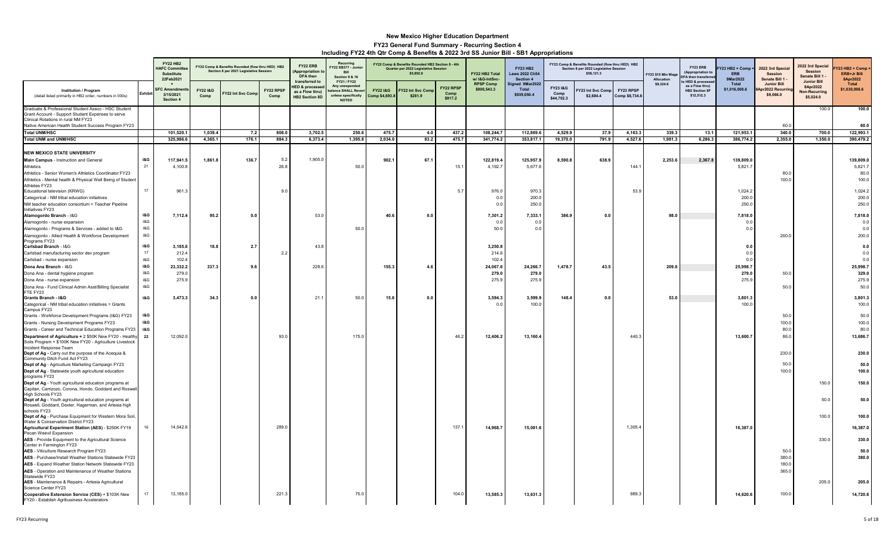# New Mexico Higher Education Department

## FY23 General Fund Summary - Recurring Section 4

### Including FY22 4th Qtr Comp & Benefits & 2022 3rd SS Junior Bill - SB1 Appropriations

| Institution / Program (detail listed primarily in HB2 order, numbers in 000s) | Exhibit | FY22 HB2 HAFC Committee Substitute 22Feb2021 + SFC Amendments 3/15/2021 Section 4 | FY22 Comp & Benefits Rounded (flow thru HED) HB2 Section 8 per 2021 Legislative Session | | | FY22 ERB (Appropriation to DFA then transferred to HED & processed as a Flow thru) HB2 Section 8D | Recurring FY22 SB377 - Junior Bill Section 9 & 16 FY21 / FY22 Any unexpended balance SHALL Revert unless specifically NOTED | FY22 Comp & Benefits Rounded HB2 Section 8 - 4th Quarter per 2022 Legislative Session $5,892.9 | | | FY22 HB2 Total w/ I&G-IntSvc-RPSP Comp $900,543.3 | FY23 HB2 Laws 2022 Ch54 Section 4 Signed 9Mar2022 Total $939,050.4 | FY23 Comp & Benefits Rounded (flow thru HED) HB2 Section 8 per 2022 Legislative Session $56,121.3 | | | FY23 $15 Min Wage Allocation $8,324.6 | FY23 ERB (Appropriation to DFA then transferred to HED & processed as a Flow thru) HB2 Section 8F $12,512.3 | FY23 HB2 + Comp + ERB 9Mar2022 Total $1,016,008.6 | 2022 3rd Special Session Senate Bill 1 - Junior Bill 8Apr2022 Recurring $9,066.0 | 2022 3rd Special Session Senate Bill 1 - Junior Bill 8Apr2022 Non-Recurring $5,024.0 | FY23 HB2 + Comp + ERB+Jr Bill 8Apr2022 Total $1,030,098.6 |
|---|---|---|---|---|---|---|---|---|---|---|---|---|---|---|---|---|---|---|---|---|---|
| | | | FY22 I&G Comp | FY22 Int Svc Comp | FY22 RPSP Comp | | | FY22 I&G Comp $4,693.8 | FY22 Int Svc Comp $281.9 | FY22 RPSP Comp $917.2 | | | FY23 I&G Comp $44,702.3 | FY23 Int Svc Comp $2,684.4 | FY23 RPSP Comp $8,734.6 | | | | | | |
| Graduate & Professional Student Assoc - HSC Student Grant Account - Support Student Expenses to serve Clinical Rotations in rural NM FY23 | | | | | | | | | | | | | | | | | | | | 100.0 | 100.0 |
| Native American Health Student Success Program FY23 | | | | | | | | | | | | | | | | | | | 60.0 | | 60.0 |
| **Total UNM/HSC** | | **101,520.1** | **1,039.4** | **7.2** | **808.0** | **3,702.5** | **250.6** | **475.7** | **4.0** | **437.2** | **108,244.7** | **112,869.6** | **4,529.9** | **37.9** | **4,163.3** | **339.3** | **13.1** | **121,953.1** | **340.0** | **700.0** | **122,993.1** |
| **Total UNM and UNM/HSC** | | **325,986.6** | **4,365.1** | **176.1** | **884.3** | **6,373.4** | **1,395.8** | **2,034.0** | **83.2** | **475.7** | **341,774.2** | **353,817.1** | **19,370.0** | **791.9** | **4,527.6** | **1,981.3** | **6,286.3** | **386,774.2** | **2,355.0** | **1,350.0** | **390,479.2** |
| **NEW MEXICO STATE UNIVERSITY** | | | | | | | | | | | | | | | | | | | | | |
| **Main Campus** - Instruction and General | **I&G** | **117,941.5** | **1,861.8** | **136.7** | 5.2 | 1,905.0 | | **902.1** | **67.1** | | **122,819.4** | **125,957.9** | **8,590.8** | **638.9** | | **2,253.6** | **2,367.8** | **139,809.0** | | | 139,809.0 |
| Athletics | 21 | 4,100.8 | | | 26.8 | | 50.0 | | | 15.1 | 4,192.7 | 5,677.6 | | | 144.1 | | | 5,821.7 | | | 5,821.7 |
| Athletics - Senior Women's Athletics Coordinator FY23 | | | | | | | | | | | | | | | | | | | 80.0 | | 80.0 |
| Athletics - Mental health & Physical Well Being of Student Athletes FY23 | | | | | | | | | | | | | | | | | | | 100.0 | | 100.0 |
| Educational television (KRWG) | 17 | 961.3 | | | 9.0 | | | | | 5.7 | 976.0 | 970.3 | | | 53.9 | | | 1,024.2 | | | 1,024.2 |
| Categorical - NM tribal education initiatives | | | | | | | | | | | 0.0 | 200.0 | | | | | | 200.0 | | | 200.0 |
| NM teacher education consortium = Teacher Pipeline Initiatives FY23 | | | | | | | | | | | 0.0 | 250.0 | | | | | | 250.0 | | | 250.0 |
| **Alamogordo Branch** - I&G | **I&G** | **7,112.4** | **95.2** | **0.0** | | 53.0 | | **40.6** | **0.0** | | **7,301.2** | **7,333.1** | **386.9** | **0.0** | | **98.0** | | **7,818.0** | | | 7,818.0 |
| Alamogordo - nurse expansion | I&G | | | | | | | | | | 0.0 | 0.0 | | | | | | 0.0 | | | 0.0 |
| Alamogordo - Programs & Services - added to I&G | I&G | | | | | | 50.0 | | | | 50.0 | 0.0 | | | | | | 0.0 | | | 0.0 |
| Alamogordo - Allied Health & Workforce Development Programs FY23 | I&G | | | | | | | | | | | | | | | | | | 200.0 | | 200.0 |
| **Carlsbad Branch** - I&G | **I&G** | **3,185.6** | **18.8** | **2.7** | | 43.8 | | | | | **3,250.8** | | | | | | | **0.0** | | | **0.0** |
| Carlsbad manufacturing sector dev program | 17 | 212.4 | | | 2.2 | | | | | | 214.6 | | | | | | | 0.0 | | | 0.0 |
| Carlsbad - nurse expansion | I&G | 102.4 | | | | | | | | | 102.4 | | | | | | | 0.0 | | | 0.0 |
| **Dona Ana Branch** - I&G | **I&G** | **23,332.2** | **337.3** | **9.6** | | 228.6 | | **155.3** | **4.6** | | **24,067.6** | **24,266.7** | **1,478.7** | **43.5** | | **209.8** | | **25,998.7** | | | **25,998.7** |
| Dona Ana - dental hygiene program | I&G | 279.0 | | | | | | | | | **279.0** | **279.0** | | | | | | **279.0** | 50.0 | | **329.0** |
| Dona Ana - nurse expansion | I&G | 275.9 | | | | | | | | | 275.9 | 275.9 | | | | | | 275.9 | | | 275.9 |
| Dona Ana - Fund Clinical Admin Asst/Billing Specialist FTE FY23 | I&G | | | | | | | | | | | | | | | | | | 50.0 | | 50.0 |
| **Grants Branch - I&G** | **I&G** | **3,473.3** | **34.3** | **0.0** | | 21.1 | 50.0 | **15.6** | **0.0** | | **3,594.3** | **3,599.9** | **148.4** | **0.0** | | **53.0** | | **3,801.3** | | | **3,801.3** |
| Categorical - NM tribal education initiatives = Grants Campus FY23 | | | | | | | | | | | 0.0 | 100.0 | | | | | | 100.0 | | | 100.0 |
| Grants - Workforce Development Programs (I&G) FY23 | **I&G** | | | | | | | | | | | | | | | | | | 50.0 | | 50.0 |
| Grants - Nursing Development Programs FY23 | **I&G** | | | | | | | | | | | | | | | | | | 100.0 | | 100.0 |
| Grants - Career and Technical Education Programs FY23 | **I&G** | | | | | | | | | | | | | | | | | | 80.0 | | 80.0 |
| **Department of Agriculture** + 2 $50K New FY20 - Healthy Soils Program + $100K New FY20 - Agriculture Livestock Incident Response Team | **22** | 12,092.0 | | | 93.0 | | 175.0 | | | 46.2 | **12,406.2** | **13,160.4** | | | 440.3 | | | **13,600.7** | 86.0 | | **13,686.7** |
| **Dept of Ag** - Carry out the purpose of the Acequia & Community Ditch Fund Act FY23 | | | | | | | | | | | | | | | | | | | 230.0 | | **230.0** |
| **Dept of Ag** - Agriculture Marketing Campaign FY23 | | | | | | | | | | | | | | | | | | | 50.0 | | **50.0** |
| **Dept of Ag** - Statewide youth agricultural education programs FY23 | | | | | | | | | | | | | | | | | | | 100.0 | | **100.0** |
| **Dept of Ag** - Youth agricultural education programs at Capitan, Carrizozo, Corona, Hondo, Goddard and Roswell High Schools FY23 | | | | | | | | | | | | | | | | | | | | 150.0 | **150.0** |
| **Dept of Ag** - Youth agricultural education programs at Roswell, Goddard, Dexter, Hagerman, and Artesia high schools FY23 | | | | | | | | | | | | | | | | | | | | 50.0 | **50.0** |
| **Dept of Ag** - Purchase Equipment for Western Mora Soil, Water & Conservation District FY23 | | | | | | | | | | | | | | | | | | | | 100.0 | **100.0** |
| **Agricultural Experiment Station (AES)** - $250K FY19 Pecan Weevil Expansion | 16 | 14,542.6 | | | 289.0 | | | | | 137.1 | **14,968.7** | **15,081.6** | | | 1,305.4 | | | **16,387.0** | | | **16,387.0** |
| **AES** - Provide Equipment to the Agricultural Science Center in Farmington FY23 | | | | | | | | | | | | | | | | | | | | 330.0 | **330.0** |
| **AES** - Viticulture Research Program FY23 | | | | | | | | | | | | | | | | | | | 50.0 | | **50.0** |
| **AES** - Purchase/Install Weather Stations Statewide FY23 | | | | | | | | | | | | | | | | | | | 380.0 | | **380.0** |
| **AES** - Expand Weather Station Network Statewide FY23 | | | | | | | | | | | | | | | | | | | 180.0 | | |
| **AES** - Operation and Maintenance of Weather Stations Statewide FY23 | | | | | | | | | | | | | | | | | | | 365.0 | | |
| **AES** - Maintenance & Repairs - Artesia Agricultural Science Center FY23 | | | | | | | | | | | | | | | | | | | | 205.0 | **205.0** |
| **Cooperative Extension Service (CES)** + $103K New FY20 - Establish Agribusiness Accelerators | 17 | 13,185.0 | | | 221.3 | | 75.0 | | | 104.0 | **13,585.3** | **13,631.3** | | | 989.3 | | | **14,620.6** | 100.0 | | **14,720.6** |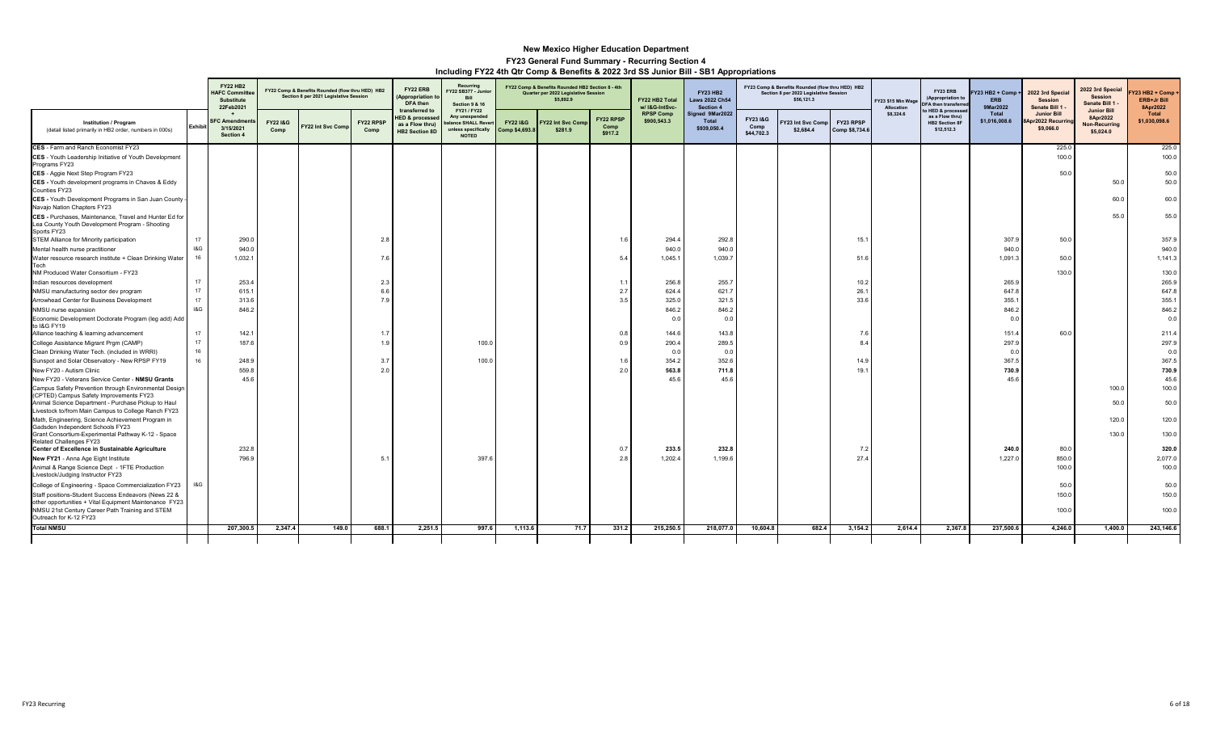# New Mexico Higher Education Department

## FY23 General Fund Summary - Recurring Section 4

### Including FY22 4th Qtr Comp & Benefits & 2022 3rd SS Junior Bill - SB1 Appropriations

| Institution / Program (detail listed primarily in HB2 order, numbers in 000s) | Exhibit | FY22 HB2 HAFC Committee Substitute 22Feb2021 + SFC Amendments 3/15/2021 Section 4 | FY22 Comp & Benefits Rounded (flow thru HED) HB2 Section 8 per 2021 Legislative Session | | | FY22 ERB (Appropriation to DFA then transferred to HED & processed as a Flow thru) HB2 Section 8D | Recurring FY22 SB377 - Junior Bill Section 9 & 16 FY21 / FY22 Any unexpended balance SHALL Revert unless specifically NOTED | FY22 Comp & Benefits Rounded HB2 Section 8 - 4th Quarter per 2022 Legislative Session $5,892.9 | | | FY22 HB2 Total w/ I&G-IntSvc-RPSP Comp $900,543.3 | FY23 HB2 Laws 2022 Ch54 Section 4 Signed 9Mar2022 Total $939,050.4 | FY23 Comp & Benefits Rounded (flow thru HED) HB2 Section 8 per 2022 Legislative Session $56,121.3 | | | FY23 $15 Min Wage Allocation $8,324.6 | FY23 ERB (Appropriation to DFA then transferred to HED & processed as a Flow thru) HB2 Section 8F $12,512.3 | FY23 HB2 + Comp + ERB 9Mar2022 Total $1,016,008.6 | 2022 3rd Special Session Senate Bill 1 - Junior Bill 8Apr2022 Recurring $9,066.0 | 2022 3rd Special Session Senate Bill 1 - Junior Bill 8Apr2022 Non-Recurring $5,024.0 | FY23 HB2 + Comp + ERB+Jr Bill 8Apr2022 Total $1,030,098.6 |
|---|---|---|---|---|---|---|---|---|---|---|---|---|---|---|---|---|---|---|---|---|---|
| | | | FY22 I&G Comp | FY22 Int Svc Comp | FY22 RPSP Comp | | | FY22 I&G Comp $4,693.8 | FY22 Int Svc Comp $281.9 | FY22 RPSP Comp $917.2 | | | FY23 I&G Comp $44,702.3 | FY23 Int Svc Comp $2,684.4 | FY23 RPSP Comp $8,734.6 | | | | | | |
| CES - Farm and Ranch Economist FY23 | | | | | | | | | | | | | | | | | | | 225.0 | | 225.0 |
| CES - Youth Leadership Initiative of Youth Development Programs FY23 | | | | | | | | | | | | | | | | | | | 100.0 | | 100.0 |
| CES - Aggie Next Step Program FY23 | | | | | | | | | | | | | | | | | | | 50.0 | | 50.0 |
| CES - Youth development programs in Chaves & Eddy Counties FY23 | | | | | | | | | | | | | | | | | | | | 50.0 | 50.0 |
| CES - Youth Development Programs in San Juan County - Navajo Nation Chapters FY23 | | | | | | | | | | | | | | | | | | | | 60.0 | 60.0 |
| CES - Purchases, Maintenance, Travel and Hunter Ed for Lea County Youth Development Program - Shooting Sports FY23 | | | | | | | | | | | | | | | | | | | | 55.0 | 55.0 |
| STEM Alliance for Minority participation | 17 | 290.0 | | | 2.8 | | | | | 1.6 | 294.4 | 292.8 | | | 15.1 | | | 307.9 | 50.0 | | 357.9 |
| Mental health nurse practitioner | I&G | 940.0 | | | | | | | | | 940.0 | 940.0 | | | | | | 940.0 | | | 940.0 |
| Water resource research institute + Clean Drinking Water Tech | 16 | 1,032.1 | | | 7.6 | | | | | 5.4 | 1,045.1 | 1,039.7 | | | 51.6 | | | 1,091.3 | 50.0 | | 1,141.3 |
| NM Produced Water Consortium - FY23 | | | | | | | | | | | | | | | | | | | 130.0 | | 130.0 |
| Indian resources development | 17 | 253.4 | | | 2.3 | | | | | 1.1 | 256.8 | 255.7 | | | 10.2 | | | 265.9 | | | 265.9 |
| NMSU manufacturing sector dev program | 17 | 615.1 | | | 6.6 | | | | | 2.7 | 624.4 | 621.7 | | | 26.1 | | | 647.8 | | | 647.8 |
| Arrowhead Center for Business Development | 17 | 313.6 | | | 7.9 | | | | | 3.5 | 325.0 | 321.5 | | | 33.6 | | | 355.1 | | | 355.1 |
| NMSU nurse expansion | I&G | 846.2 | | | | | | | | | 846.2 | 846.2 | | | | | | 846.2 | | | 846.2 |
| Economic Development Doctorate Program (leg add) Add to I&G FY19 | | | | | | | | | | | 0.0 | 0.0 | | | | | | 0.0 | | | 0.0 |
| Alliance teaching & learning advancement | 17 | 142.1 | | | 1.7 | | | | | 0.8 | 144.6 | 143.8 | | | 7.6 | | | 151.4 | 60.0 | | 211.4 |
| College Assistance Migrant Prgm (CAMP) | 17 | 187.6 | | | 1.9 | | 100.0 | | | 0.9 | 290.4 | 289.5 | | | 8.4 | | | 297.9 | | | 297.9 |
| Clean Drinking Water Tech. (included in WRRI) | 16 | | | | | | | | | | 0.0 | 0.0 | | | | | | 0.0 | | | 0.0 |
| Sunspot and Solar Observatory - New RPSP FY19 | 16 | 248.9 | | | 3.7 | | 100.0 | | | 1.6 | 354.2 | 352.6 | | | 14.9 | | | 367.5 | | | 367.5 |
| New FY20 - Autism Clinic | | 559.8 | | | 2.0 | | | | | 2.0 | 563.8 | 711.8 | | | 19.1 | | | 730.9 | | | 730.9 |
| New FY20 - Veterans Service Center - NMSU Grants | | 45.6 | | | | | | | | | 45.6 | 45.6 | | | | | | 45.6 | | | 45.6 |
| Campus Safety Prevention through Environmental Design (CPTED) Campus Safety Improvements FY23 | | | | | | | | | | | | | | | | | | | | 100.0 | 100.0 |
| Animal Science Department - Purchase Pickup to Haul Livestock to/from Main Campus to College Ranch FY23 | | | | | | | | | | | | | | | | | | | | 50.0 | 50.0 |
| Math, Engineering, Science Achievement Program in Gadsden Independent Schools FY23 | | | | | | | | | | | | | | | | | | | | 120.0 | 120.0 |
| Grant Consortium-Experimental Pathway K-12 - Space Related Challenges FY23 | | | | | | | | | | | | | | | | | | | | 130.0 | 130.0 |
| **Center of Excellence in Sustainable Agriculture** | | 232.8 | | | | | | | | 0.7 | **233.5** | **232.8** | | | 7.2 | | | **240.0** | 80.0 | | **320.0** |
| **New FY21** - Anna Age Eight Institute | | 796.9 | | | 5.1 | | 397.6 | | | 2.8 | 1,202.4 | 1,199.6 | | | 27.4 | | | 1,227.0 | 850.0 | | 2,077.0 |
| Animal & Range Science Dept - 1FTE Production Livestock/Judging Instructor FY23 | | | | | | | | | | | | | | | | | | | 100.0 | | 100.0 |
| College of Engineering - Space Commercialization FY23 | I&G | | | | | | | | | | | | | | | | | | 50.0 | | 50.0 |
| Staff positions-Student Success Endeavors (News 22 & other opportunities + Vital Equipment Maintenance FY23 | | | | | | | | | | | | | | | | | | | 150.0 | | 150.0 |
| NMSU 21st Century Career Path Training and STEM Outreach for K-12 FY23 | | | | | | | | | | | | | | | | | | | 100.0 | | 100.0 |
| **Total NMSU** | | **207,300.5** | **2,347.4** | **149.0** | **688.1** | **2,251.5** | **997.6** | **1,113.6** | **71.7** | **331.2** | **215,250.5** | **218,077.0** | **10,604.8** | **682.4** | **3,154.2** | **2,614.4** | **2,367.8** | **237,500.6** | **4,246.0** | **1,400.0** | **243,146.6** |

FY23 Recurring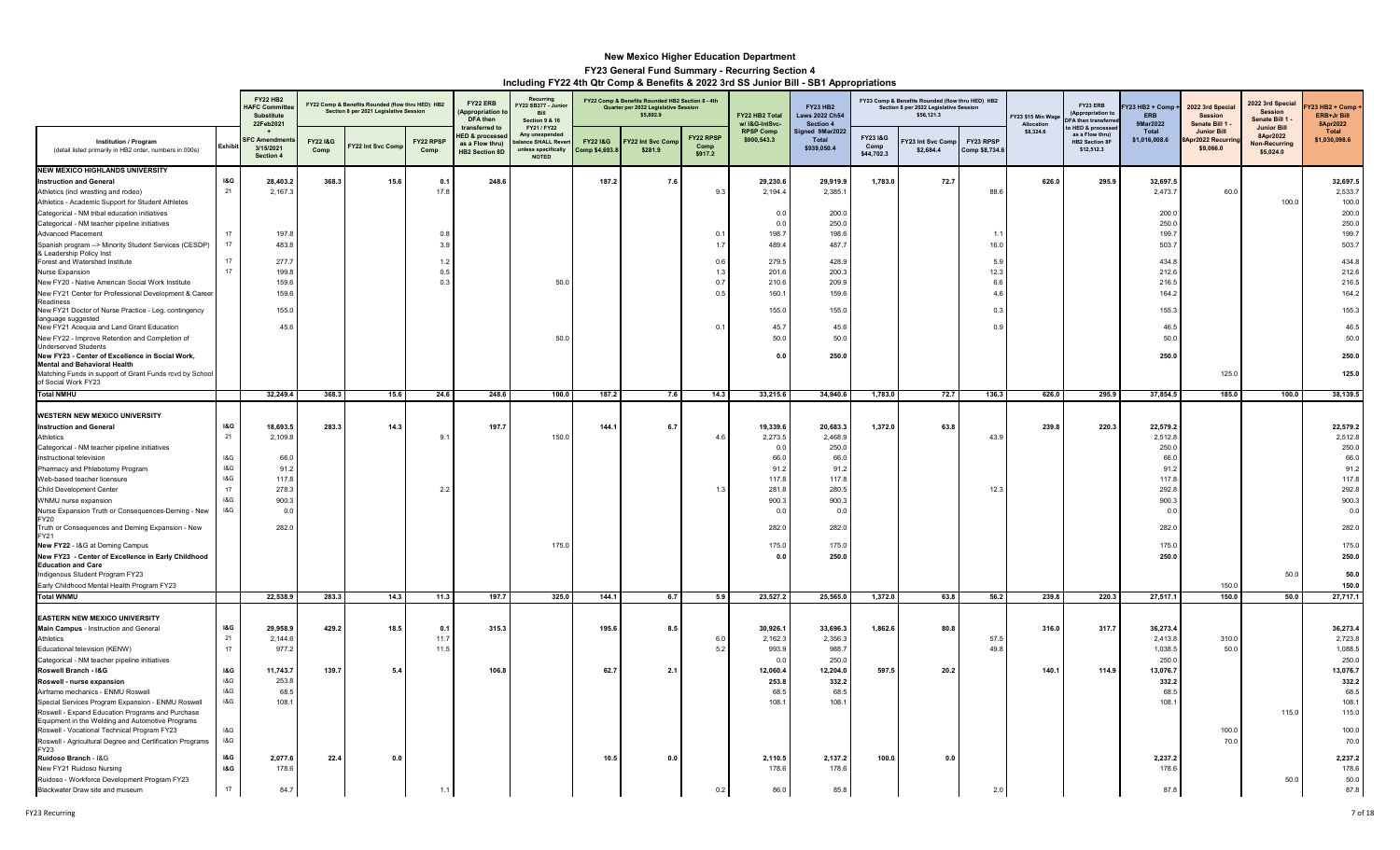# New Mexico Higher Education Department

## FY23 General Fund Summary - Recurring Section 4

### Including FY22 4th Qtr Comp & Benefits & 2022 3rd SS Junior Bill - SB1 Appropriations

| Institution / Program (detail listed primarily in HB2 order, numbers in 000s) | Exhibit | FY22 HB2 HAFC Committee Substitute 22Feb2021 + SFC Amendments 3/15/2021 Section 4 | FY22 Comp & Benefits Rounded (flow thru HED) HB2 Section 8 per 2021 Legislative Session: FY22 I&G Comp | FY22 Int Svc Comp | FY22 RPSP Comp | FY22 ERB (Appropriation to DFA then transferred to HED & processed as a Flow thru) HB2 Section 8D | Recurring FY22 SB377 - Junior Bill Section 9 & 16 FY21 / FY22 Any unexpended balance SHALL Revert unless specifically NOTED | FY22 Comp & Benefits Rounded HB2 Section 8 - 4th Quarter per 2022 Legislative Session $5,892.9: FY22 I&G Comp $4,693.8 | FY22 Int Svc Comp $281.9 | FY22 RPSP Comp $917.2 | FY22 HB2 Total w/ I&G-IntSvc-RPSP Comp $900,543.3 | FY23 HB2 Laws 2022 Ch54 Section 4 Signed 9Mar2022 Total $939,050.4 | FY23 Comp & Benefits Rounded (flow thru HED) HB2 Section 8 per 2022 Legislative Session $56,121.3: FY23 I&G Comp $44,702.3 | FY23 Int Svc Comp $2,684.4 | FY23 RPSP Comp $8,734.6 | FY23 $15 Min Wage Allocation $8,324.6 | FY23 ERB (Appropriation to DFA then transferred to HED & processed as a Flow thru) HB2 Section 8F $12,512.3 | FY23 HB2 + Comp + ERB 9Mar2022 Total $1,016,008.6 | 2022 3rd Special Session Senate Bill 1 - Junior Bill 8Apr2022 Recurring $9,066.0 | 2022 3rd Special Session Senate Bill 1 - Junior Bill 8Apr2022 Non-Recurring $5,024.0 | FY23 HB2 + Comp + ERB+Jr Bill 8Apr2022 Total $1,030,098.6 |
|---|---|---|---|---|---|---|---|---|---|---|---|---|---|---|---|---|---|---|---|---|---|
| **NEW MEXICO HIGHLANDS UNIVERSITY** | | | | | | | | | | | | | | | | | | | | | |
| **Instruction and General** | **I&G** | **28,403.2** | **368.3** | **15.6** | **0.1** | **248.6** | | **187.2** | **7.6** | | **29,230.6** | **29,919.9** | **1,783.0** | **72.7** | | **626.0** | **295.9** | **32,697.5** | | | **32,697.5** |
| Athletics (incl wrestling and rodeo) | 21 | 2,167.3 | | | 17.8 | | | | | 9.3 | 2,194.4 | 2,385.1 | | | 88.6 | | | 2,473.7 | 60.0 | | 2,533.7 |
| Athletics - Academic Support for Student Athletes | | | | | | | | | | | | | | | | | | | | 100.0 | 100.0 |
| Categorical - NM tribal education initiatives | | | | | | | | | | | 0.0 | 200.0 | | | | | | 200.0 | | | 200.0 |
| Categorical - NM teacher pipeline initiatives | | | | | | | | | | | 0.0 | 250.0 | | | | | | 250.0 | | | 250.0 |
| Advanced Placement | 17 | 197.8 | | | 0.8 | | | | | 0.1 | 198.7 | 198.6 | | | 1.1 | | | 199.7 | | | 199.7 |
| Spanish program --> Minority Student Services (CESDP) & Leadership Policy Inst | 17 | 483.8 | | | 3.9 | | | | | 1.7 | 489.4 | 487.7 | | | 16.0 | | | 503.7 | | | 503.7 |
| Forest and Watershed Institute | 17 | 277.7 | | | 1.2 | | | | | 0.6 | 279.5 | 428.9 | | | 5.9 | | | 434.8 | | | 434.8 |
| Nurse Expansion | 17 | 199.8 | | | 0.5 | | | | | 1.3 | 201.6 | 200.3 | | | 12.3 | | | 212.6 | | | 212.6 |
| New FY20 - Native American Social Work Institute | | 159.6 | | | 0.3 | | 50.0 | | | 0.7 | 210.6 | 209.9 | | | 6.6 | | | 216.5 | | | 216.5 |
| New FY21 Center for Professional Development & Career Readiness | | 159.6 | | | | | | | | 0.5 | 160.1 | 159.6 | | | 4.6 | | | 164.2 | | | 164.2 |
| New FY21 Doctor of Nurse Practice - Leg. contingency language suggested | | 155.0 | | | | | | | | | 155.0 | 155.0 | | | 0.3 | | | 155.3 | | | 155.3 |
| New FY21 Acequia and Land Grant Education | | 45.6 | | | | | | | | 0.1 | 45.7 | 45.6 | | | 0.9 | | | 46.5 | | | 46.5 |
| New FY22 - Improve Retention and Completion of Underserved Students | | | | | | | 50.0 | | | | 50.0 | 50.0 | | | | | | 50.0 | | | 50.0 |
| **New FY23 - Center of Excellence in Social Work, Mental and Behavioral Health** | | | | | | | | | | | **0.0** | **250.0** | | | | | | **250.0** | | | **250.0** |
| Matching Funds in support of Grant Funds rcvd by School of Social Work FY23 | | | | | | | | | | | | | | | | | | | 125.0 | | 125.0 |
| **Total NMHU** | | **32,249.4** | **368.3** | **15.6** | **24.6** | **248.6** | **100.0** | **187.2** | **7.6** | **14.3** | **33,215.6** | **34,940.6** | **1,783.0** | **72.7** | **136.3** | **626.0** | **295.9** | **37,854.5** | **185.0** | **100.0** | **38,139.5** |
| **WESTERN NEW MEXICO UNIVERSITY** | | | | | | | | | | | | | | | | | | | | | |
| **Instruction and General** | **I&G** | **18,693.5** | **283.3** | **14.3** | | **197.7** | | **144.1** | **6.7** | | **19,339.6** | **20,683.3** | **1,372.0** | **63.8** | | **239.8** | **220.3** | **22,579.2** | | | **22,579.2** |
| Athletics | 21 | 2,109.8 | | | 9.1 | | 150.0 | | | 4.6 | 2,273.5 | 2,468.9 | | | 43.9 | | | 2,512.8 | | | 2,512.8 |
| Categorical - NM teacher pipeline initiatives | | | | | | | | | | | 0.0 | 250.0 | | | | | | 250.0 | | | 250.0 |
| Instructional television | I&G | 66.0 | | | | | | | | | 66.0 | 66.0 | | | | | | 66.0 | | | 66.0 |
| Pharmacy and Phlebotomy Program | I&G | 91.2 | | | | | | | | | 91.2 | 91.2 | | | | | | 91.2 | | | 91.2 |
| Web-based teacher licensure | I&G | 117.8 | | | | | | | | | 117.8 | 117.8 | | | | | | 117.8 | | | 117.8 |
| Child Development Center | 17 | 278.3 | | | 2.2 | | | | | 1.3 | 281.8 | 280.5 | | | 12.3 | | | 292.8 | | | 292.8 |
| WNMU nurse expansion | I&G | 900.3 | | | | | | | | | 900.3 | 900.3 | | | | | | 900.3 | | | 900.3 |
| Nurse Expansion Truth or Consequences-Deming - New FY20 | I&G | 0.0 | | | | | | | | | 0.0 | 0.0 | | | | | | 0.0 | | | 0.0 |
| Truth or Consequences and Deming Expansion - New FY21 | | 282.0 | | | | | | | | | 282.0 | 282.0 | | | | | | 282.0 | | | 282.0 |
| **New FY22** - I&G at Deming Campus | | | | | | | 175.0 | | | | 175.0 | 175.0 | | | | | | 175.0 | | | 175.0 |
| **New FY23 - Center of Excellence in Early Childhood Education and Care** | | | | | | | | | | | **0.0** | **250.0** | | | | | | **250.0** | | | **250.0** |
| Indigenous Student Program FY23 | | | | | | | | | | | | | | | | | | | | 50.0 | 50.0 |
| Early Childhood Mental Health Program FY23 | | | | | | | | | | | | | | | | | | | 150.0 | | 150.0 |
| **Total WNMU** | | **22,538.9** | **283.3** | **14.3** | **11.3** | **197.7** | **325.0** | **144.1** | **6.7** | **5.9** | **23,527.2** | **25,565.0** | **1,372.0** | **63.8** | **56.2** | **239.8** | **220.3** | **27,517.1** | **150.0** | **50.0** | **27,717.1** |
| **EASTERN NEW MEXICO UNIVERSITY** | | | | | | | | | | | | | | | | | | | | | |
| **Main Campus** - Instruction and General | **I&G** | **29,958.9** | **429.2** | **18.5** | **0.1** | **315.3** | | **195.6** | **8.5** | | **30,926.1** | **33,696.3** | **1,862.6** | **80.8** | | **316.0** | **317.7** | **36,273.4** | | | **36,273.4** |
| Athletics | 21 | 2,144.6 | | | 11.7 | | | | | 6.0 | 2,162.3 | 2,356.3 | | | 57.5 | | | 2,413.8 | 310.0 | | 2,723.8 |
| Educational television (KENW) | 17 | 977.2 | | | 11.5 | | | | | 5.2 | 993.9 | 988.7 | | | 49.8 | | | 1,038.5 | 50.0 | | 1,088.5 |
| Categorical - NM teacher pipeline initiatives | | | | | | | | | | | 0.0 | 250.0 | | | | | | 250.0 | | | 250.0 |
| **Roswell Branch - I&G** | **I&G** | **11,743.7** | **139.7** | **5.4** | | **106.8** | | **62.7** | **2.1** | | **12,060.4** | **12,204.0** | **597.5** | **20.2** | | **140.1** | **114.9** | **13,076.7** | | | **13,076.7** |
| **Roswell - nurse expansion** | I&G | **253.8** | | | | | | | | | **253.8** | **332.2** | | | | | | **332.2** | | | **332.2** |
| Airframe mechanics - ENMU Roswell | I&G | 68.5 | | | | | | | | | 68.5 | 68.5 | | | | | | 68.5 | | | 68.5 |
| Special Services Program Expansion - ENMU Roswell | I&G | 108.1 | | | | | | | | | 108.1 | 108.1 | | | | | | 108.1 | | | 108.1 |
| Roswell - Expand Education Programs and Purchase Equipment in the Welding and Automotive Programs | | | | | | | | | | | | | | | | | | | | 115.0 | 115.0 |
| Roswell - Vocational Technical Program FY23 | I&G | | | | | | | | | | | | | | | | | | 100.0 | | 100.0 |
| Roswell - Agricultural Degree and Certification Programs FY23 | I&G | | | | | | | | | | | | | | | | | | 70.0 | | 70.0 |
| **Ruidoso Branch** - I&G | **I&G** | **2,077.6** | **22.4** | **0.0** | | | | **10.5** | **0.0** | | **2,110.5** | **2,137.2** | **100.0** | **0.0** | | | | **2,237.2** | | | **2,237.2** |
| New FY21 Ruidoso Nursing | **I&G** | 178.6 | | | | | | | | | 178.6 | 178.6 | | | | | | 178.6 | | | 178.6 |
| Ruidoso - Workforce Development Program FY23 | | | | | | | | | | | | | | | | | | | | 50.0 | 50.0 |
| Blackwater Draw site and museum | 17 | 84.7 | | | 1.1 | | | | | 0.2 | 86.0 | 85.8 | | | 2.0 | | | 87.8 | | | 87.8 |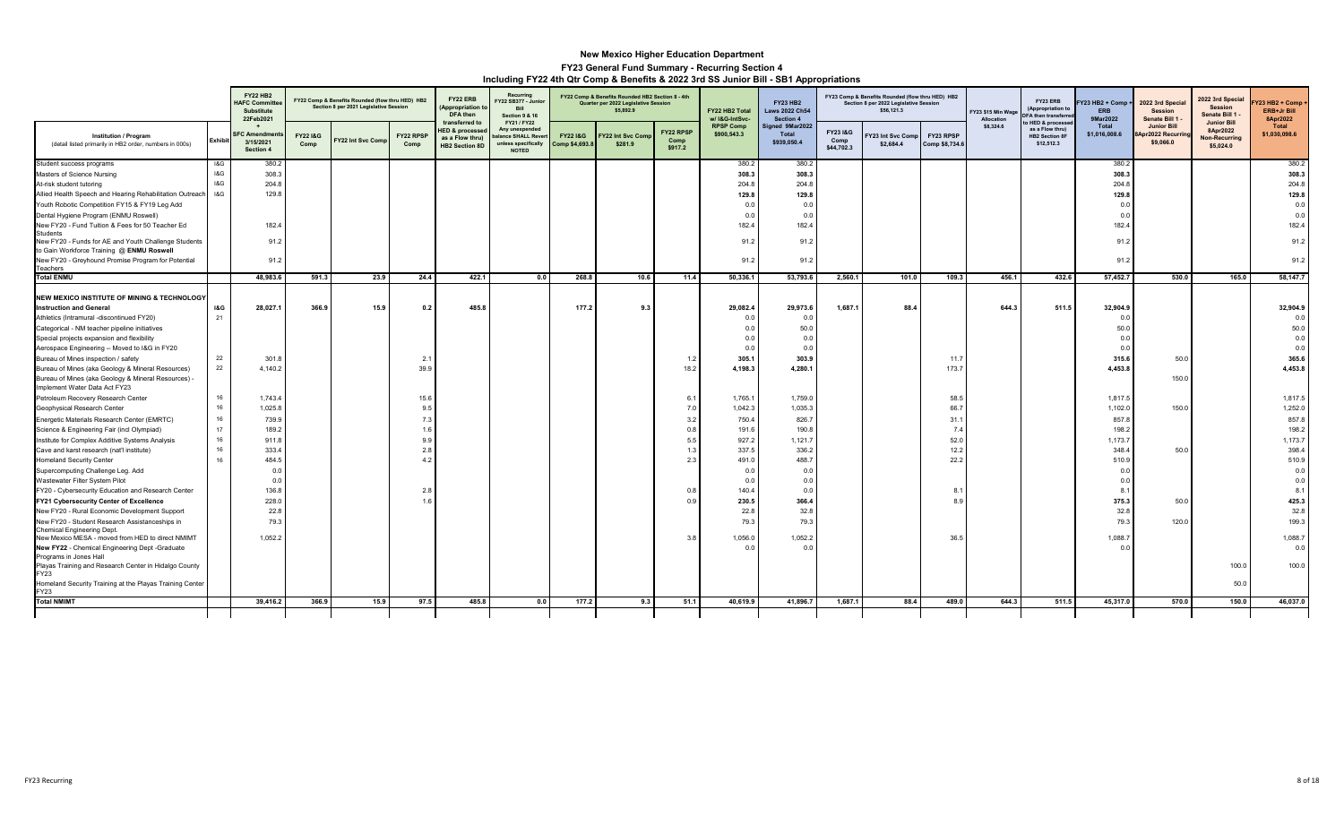# New Mexico Higher Education Department

## FY23 General Fund Summary - Recurring Section 4

### Including FY22 4th Qtr Comp & Benefits & 2022 3rd SS Junior Bill - SB1 Appropriations

| Institution / Program (detail listed primarily in HB2 order, numbers in 000s) | Exhibit | FY22 HB2 HAFC Committee Substitute 22Feb2021 + SFC Amendments 3/15/2021 Section 4 | FY22 Comp & Benefits Rounded (flow thru HED) HB2 Section 8 per 2021 Legislative Session | | | FY22 ERB (Appropriation to DFA then transferred to HED & processed as a Flow thru) HB2 Section 8D | Recurring FY22 SB377 - Junior Bill Section 9 & 16 FY21 / FY22 Any unexpended balance SHALL Revert unless specifically NOTED | FY22 Comp & Benefits Rounded HB2 Section 8 - 4th Quarter per 2022 Legislative Session $5,892.9 | | | FY22 HB2 Total w/ I&G-IntSvc-RPSP Comp $900,543.3 | FY23 HB2 Laws 2022 Ch54 Section 4 Signed 9Mar2022 Total $939,050.4 | FY23 Comp & Benefits Rounded (flow thru HED) HB2 Section 8 per 2022 Legislative Session $56,121.3 | | | FY23 $15 Min Wage Allocation $8,324.6 | FY23 ERB (Appropriation to DFA then transferred to HED & processed as a Flow thru) HB2 Section 8F $12,512.3 | FY23 HB2 + Comp + ERB 9Mar2022 Total $1,016,008.6 | 2022 3rd Special Session Senate Bill 1 - Junior Bill 8Apr2022 Recurring $9,066.0 | 2022 3rd Special Session Senate Bill 1 - Junior Bill 8Apr2022 Non-Recurring $5,024.0 | FY23 HB2 + Comp + ERB+Jr Bill 8Apr2022 Total $1,030,098.6 |
|---|---|---|---|---|---|---|---|---|---|---|---|---|---|---|---|---|---|---|---|---|---|
| | | | FY22 I&G Comp | FY22 Int Svc Comp | FY22 RPSP Comp | | | FY22 I&G Comp $4,693.8 | FY22 Int Svc Comp $281.9 | FY22 RPSP Comp $917.2 | | | FY23 I&G Comp $44,702.3 | FY23 Int Svc Comp $2,684.4 | FY23 RPSP Comp $8,734.6 | | | | | | |
| Student success programs | I&G | 380.2 | | | | | | | | | 380.2 | 380.2 | | | | | | 380.2 | | | 380.2 |
| Masters of Science Nursing | I&G | 308.3 | | | | | | | | | 308.3 | 308.3 | | | | | | 308.3 | | | 308.3 |
| At-risk student tutoring | I&G | 204.8 | | | | | | | | | 204.8 | 204.8 | | | | | | 204.8 | | | 204.8 |
| Allied Health Speech and Hearing Rehabilitation Outreach | I&G | 129.8 | | | | | | | | | 129.8 | 129.8 | | | | | | 129.8 | | | 129.8 |
| Youth Robotic Competition FY15 & FY19 Leg Add | | | | | | | | | | | 0.0 | 0.0 | | | | | | 0.0 | | | 0.0 |
| Dental Hygiene Program (ENMU Roswell) | | | | | | | | | | | 0.0 | 0.0 | | | | | | 0.0 | | | 0.0 |
| New FY20 - Fund Tuition & Fees for 50 Teacher Ed Students | | 182.4 | | | | | | | | | 182.4 | 182.4 | | | | | | 182.4 | | | 182.4 |
| New FY20 - Funds for AE and Youth Challenge Students to Gain Workforce Training @ ENMU Roswell | | 91.2 | | | | | | | | | 91.2 | 91.2 | | | | | | 91.2 | | | 91.2 |
| New FY20 - Greyhound Promise Program for Potential Teachers | | 91.2 | | | | | | | | | 91.2 | 91.2 | | | | | | 91.2 | | | 91.2 |
| **Total ENMU** | | **48,983.6** | **591.3** | **23.9** | **24.4** | **422.1** | **0.0** | **268.8** | **10.6** | **11.4** | **50,336.1** | **53,793.6** | **2,560.1** | **101.0** | **109.3** | **456.1** | **432.6** | **57,452.7** | **530.0** | **165.0** | **58,147.7** |
| **NEW MEXICO INSTITUTE OF MINING & TECHNOLOGY** | | | | | | | | | | | | | | | | | | | | | |
| **Instruction and General** | **I&G** | **28,027.1** | **366.9** | **15.9** | **0.2** | **485.8** | | **177.2** | **9.3** | | **29,082.4** | **29,973.6** | **1,687.1** | **88.4** | | **644.3** | **511.5** | **32,904.9** | | | **32,904.9** |
| Athletics (Intramural -discontinued FY20) | 21 | | | | | | | | | | 0.0 | 0.0 | | | | | | 0.0 | | | 0.0 |
| Categorical - NM teacher pipeline initiatives | | | | | | | | | | | 0.0 | 50.0 | | | | | | 50.0 | | | 50.0 |
| Special projects expansion and flexibility | | | | | | | | | | | 0.0 | 0.0 | | | | | | 0.0 | | | 0.0 |
| Aerospace Engineering -- Moved to I&G in FY20 | | | | | | | | | | | 0.0 | 0.0 | | | | | | 0.0 | | | 0.0 |
| Bureau of Mines inspection / safety | 22 | 301.8 | | | 2.1 | | | | | 1.2 | 305.1 | 303.9 | | | 11.7 | | | 315.6 | 50.0 | | 365.6 |
| Bureau of Mines (aka Geology & Mineral Resources) | 22 | 4,140.2 | | | 39.9 | | | | | 18.2 | 4,198.3 | 4,280.1 | | | 173.7 | | | 4,453.8 | | | 4,453.8 |
| Bureau of Mines (aka Geology & Mineral Resources) - Implement Water Data Act FY23 | | | | | | | | | | | | | | | | | | | 150.0 | | |
| Petroleum Recovery Research Center | 16 | 1,743.4 | | | 15.6 | | | | | 6.1 | 1,765.1 | 1,759.0 | | | 58.5 | | | 1,817.5 | | | 1,817.5 |
| Geophysical Research Center | 16 | 1,025.8 | | | 9.5 | | | | | 7.0 | 1,042.3 | 1,035.3 | | | 66.7 | | | 1,102.0 | 150.0 | | 1,252.0 |
| Energetic Materials Research Center (EMRTC) | 16 | 739.9 | | | 7.3 | | | | | 3.2 | 750.4 | 826.7 | | | 31.1 | | | 857.8 | | | 857.8 |
| Science & Engineering Fair (incl Olympiad) | 17 | 189.2 | | | 1.6 | | | | | 0.8 | 191.6 | 190.8 | | | 7.4 | | | 198.2 | | | 198.2 |
| Institute for Complex Additive Systems Analysis | 16 | 911.8 | | | 9.9 | | | | | 5.5 | 927.2 | 1,121.7 | | | 52.0 | | | 1,173.7 | | | 1,173.7 |
| Cave and karst research (nat'l institute) | 16 | 333.4 | | | 2.8 | | | | | 1.3 | 337.5 | 336.2 | | | 12.2 | | | 348.4 | 50.0 | | 398.4 |
| Homeland Security Center | 16 | 484.5 | | | 4.2 | | | | | 2.3 | 491.0 | 488.7 | | | 22.2 | | | 510.9 | | | 510.9 |
| Supercomputing Challenge Leg. Add | | 0.0 | | | | | | | | | 0.0 | 0.0 | | | | | | 0.0 | | | 0.0 |
| Wastewater Filter System Pilot | | 0.0 | | | | | | | | | 0.0 | 0.0 | | | | | | 0.0 | | | 0.0 |
| FY20 - Cybersecurity Education and Research Center | | 136.8 | | | 2.8 | | | | | 0.8 | 140.4 | 0.0 | | | 8.1 | | | 8.1 | | | 8.1 |
| **FY21 Cybersecurity Center of Excellence** | | 228.0 | | | 1.6 | | | | | 0.9 | 230.5 | 366.4 | | | 8.9 | | | 375.3 | 50.0 | | 425.3 |
| New FY20 - Rural Economic Development Support | | 22.8 | | | | | | | | | 22.8 | 32.8 | | | | | | 32.8 | | | 32.8 |
| New FY20 - Student Research Assistanceships in Chemical Engineering Dept. | | 79.3 | | | | | | | | | 79.3 | 79.3 | | | | | | 79.3 | 120.0 | | 199.3 |
| New Mexico MESA - moved from HED to direct NMIMT | | 1,052.2 | | | | | | | | 3.8 | 1,056.0 | 1,052.2 | | | 36.5 | | | 1,088.7 | | | 1,088.7 |
| **New FY22** - Chemical Engineering Dept -Graduate Programs in Jones Hall | | | | | | | | | | | 0.0 | 0.0 | | | | | | 0.0 | | | 0.0 |
| Playas Training and Research Center in Hidalgo County FY23 | | | | | | | | | | | | | | | | | | | | 100.0 | 100.0 |
| Homeland Security Training at the Playas Training Center FY23 | | | | | | | | | | | | | | | | | | | | 50.0 | |
| **Total NMIMT** | | **39,416.2** | **366.9** | **15.9** | **97.5** | **485.8** | **0.0** | **177.2** | **9.3** | **51.1** | **40,619.9** | **41,896.7** | **1,687.1** | **88.4** | **489.0** | **644.3** | **511.5** | **45,317.0** | **570.0** | **150.0** | **46,037.0** |

FY23 Recurring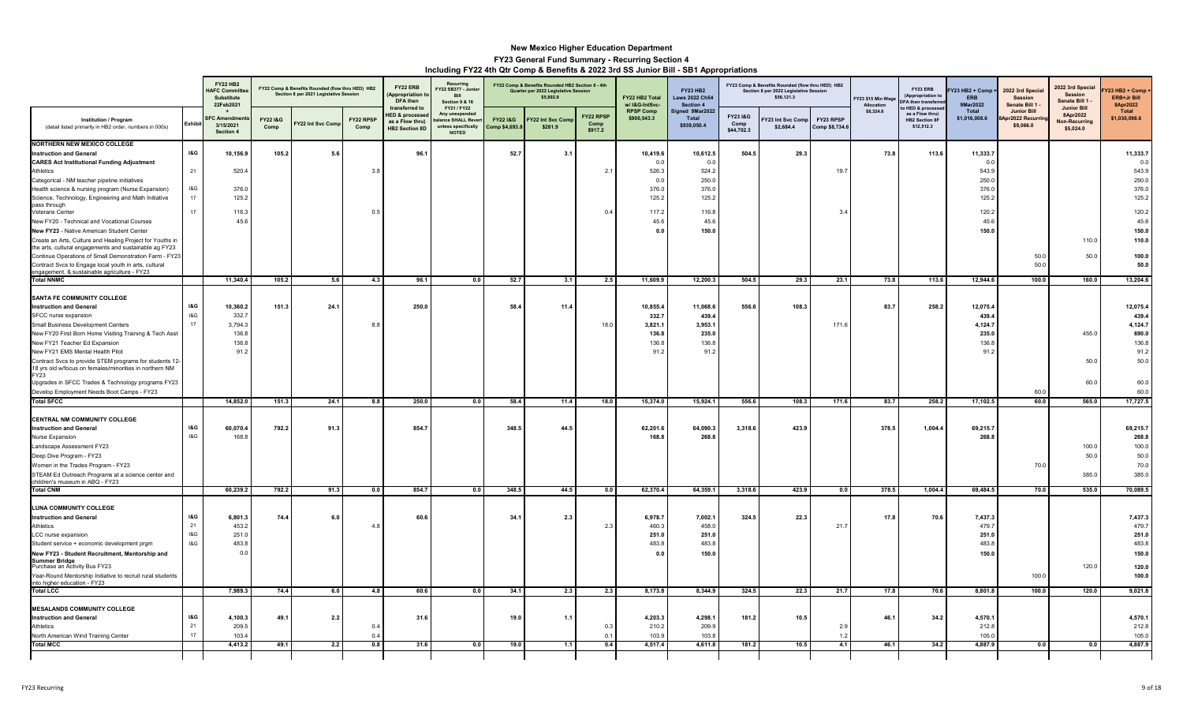# New Mexico Higher Education Department

## FY23 General Fund Summary - Recurring Section 4

### Including FY22 4th Qtr Comp & Benefits & 2022 3rd SS Junior Bill - SB1 Appropriations

| Institution / Program (detail listed primarily in HB2 order, numbers in 000s) | Exhibit | FY22 HB2 HAFC Committee Substitute 22Feb2021 + SFC Amendments 3/15/2021 Section 4 | FY22 Comp & Benefits Rounded (flow thru HED) HB2 Section 8 per 2021 Legislative Session: FY22 I&G Comp | FY22 Int Svc Comp | FY22 RPSP Comp | FY22 ERB (Appropriation to DFA then transferred to HED & processed as a Flow thru) HB2 Section 8D | Recurring FY22 SB377 - Junior Bill Section 9 & 16 FY21 / FY22 Any unexpended balance SHALL Revert unless specifically NOTED | FY22 Comp & Benefits Rounded HB2 Section 8 - 4th Quarter per 2022 Legislative Session $5,892.9: FY22 I&G Comp $4,693.8 | FY22 Int Svc Comp $281.9 | FY22 RPSP Comp $917.2 | FY22 HB2 Total w/ I&G-IntSvc-RPSP Comp $900,543.3 | FY23 HB2 Laws 2022 Ch54 Section 4 Signed 9Mar2022 Total $939,050.4 | FY23 Comp & Benefits Rounded (flow thru HED) HB2 Section 8 per 2022 Legislative Session $56,121.3: FY23 I&G Comp $44,702.3 | FY23 Int Svc Comp $2,684.4 | FY23 RPSP Comp $8,734.6 | FY23 $15 Min Wage Allocation $8,324.6 | FY23 ERB (Appropriation to DFA then transferred to HED & processed as a Flow thru) HB2 Section 8F $12,512.3 | FY23 HB2 + Comp + ERB 9Mar2022 Total $1,016,008.6 | 2022 3rd Special Session Senate Bill 1 - Junior Bill 8Apr2022 Recurring $9,066.0 | 2022 3rd Special Session Senate Bill 1 - Junior Bill 8Apr2022 Non-Recurring $5,024.0 | FY23 HB2 + Comp + ERB+Jr Bill 8Apr2022 Total $1,030,098.6 |
|---|---|---|---|---|---|---|---|---|---|---|---|---|---|---|---|---|---|---|---|---|---|
| **NORTHERN NEW MEXICO COLLEGE** | | | | | | | | | | | | | | | | | | | | | |
| **Instruction and General** | I&G | 10,156.9 | 105.2 | 5.6 | | 96.1 | | 52.7 | 3.1 | | 10,419.6 | 10,612.5 | 504.5 | 29.3 | | 73.8 | 113.6 | 11,333.7 | | | 11,333.7 |
| **CARES Act Institutional Funding Adjustment** | | | | | | | | | | | 0.0 | 0.0 | | | | | | 0.0 | | | 0.0 |
| Athletics | 21 | 520.4 | | | 3.8 | | | | | 2.1 | 526.3 | 524.2 | | | 19.7 | | | 543.9 | | | 543.9 |
| Categorical - NM teacher pipeline initiatives | | | | | | | | | | | 0.0 | 250.0 | | | | | | 250.0 | | | 250.0 |
| Health science & nursing program (Nurse Expansion) | I&G | 376.0 | | | | | | | | | 376.0 | 376.0 | | | | | | 376.0 | | | 376.0 |
| Science, Technology, Engineering and Math Initiative pass through | 17 | 125.2 | | | | | | | | | 125.2 | 125.2 | | | | | | 125.2 | | | 125.2 |
| Veterans Center | 17 | 116.3 | | | 0.5 | | | | | 0.4 | 117.2 | 116.8 | | | 3.4 | | | 120.2 | | | 120.2 |
| New FY20 - Technical and Vocational Courses | | 45.6 | | | | | | | | | 45.6 | 45.6 | | | | | | 45.6 | | | 45.6 |
| **New FY23** - Native American Student Center | | | | | | | | | | | 0.0 | 150.0 | | | | | | 150.0 | | | 150.0 |
| Create an Arts, Culture and Healing Project for Youths in the arts, cultural engagements and sustainable ag FY23 | | | | | | | | | | | | | | | | | | | | 110.0 | 110.0 |
| Continue Operations of Small Demonstration Farm - FY23 | | | | | | | | | | | | | | | | | | | 50.0 | 50.0 | 100.0 |
| Contract Svcs to Engage local youth in arts, cultural engagement, & sustainable agriculture - FY23 | | | | | | | | | | | | | | | | | | | 50.0 | | 50.0 |
| **Total NNMC** | | 11,340.4 | 105.2 | 5.6 | 4.3 | 96.1 | 0.0 | 52.7 | 3.1 | 2.5 | 11,609.9 | 12,200.3 | 504.5 | 29.3 | 23.1 | 73.8 | 113.6 | 12,944.6 | 100.0 | 160.0 | 13,204.6 |
| **SANTA FE COMMUNITY COLLEGE** | | | | | | | | | | | | | | | | | | | | | |
| **Instruction and General** | I&G | 10,360.2 | 151.3 | 24.1 | | 250.0 | | 58.4 | 11.4 | | 10,855.4 | 11,068.6 | 556.6 | 108.3 | | 83.7 | 258.2 | 12,075.4 | | | 12,075.4 |
| SFCC nurse expansion | I&G | 332.7 | | | | | | | | | 332.7 | 439.4 | | | | | | 439.4 | | | 439.4 |
| Small Business Development Centers | 17 | 3,794.3 | | | 8.8 | | | | | 18.0 | 3,821.1 | 3,953.1 | | | 171.6 | | | 4,124.7 | | | 4,124.7 |
| New FY20 First Born Home Visiting Training & Tech Asst | | 136.8 | | | | | | | | | 136.8 | 235.0 | | | | | | 235.0 | | 455.0 | 690.0 |
| New FY21 Teacher Ed Expansion | | 136.8 | | | | | | | | | 136.8 | 136.8 | | | | | | 136.8 | | | 136.8 |
| New FY21 EMS Mental Health Pilot | | 91.2 | | | | | | | | | 91.2 | 91.2 | | | | | | 91.2 | | | 91.2 |
| Contract Svcs to provide STEM programs for students 12-18 yrs old w/focus on females/minorities in northern NM FY23 | | | | | | | | | | | | | | | | | | | | 50.0 | 50.0 |
| Upgrades in SFCC Trades & Technology programs FY23 | | | | | | | | | | | | | | | | | | | | 60.0 | 60.0 |
| Develop Employment Needs Boot Camps - FY23 | | | | | | | | | | | | | | | | | | | 60.0 | | 60.0 |
| **Total SFCC** | | 14,852.0 | 151.3 | 24.1 | 8.8 | 250.0 | 0.0 | 58.4 | 11.4 | 18.0 | 15,374.0 | 15,924.1 | 556.6 | 108.3 | 171.6 | 83.7 | 258.2 | 17,102.5 | 60.0 | 565.0 | 17,727.5 |
| **CENTRAL NM COMMUNITY COLLEGE** | | | | | | | | | | | | | | | | | | | | | |
| **Instruction and General** | I&G | 60,070.4 | 792.2 | 91.3 | | 854.7 | | 348.5 | 44.5 | | 62,201.6 | 64,090.3 | 3,318.6 | 423.9 | | 378.5 | 1,004.4 | 69,215.7 | | | 69,215.7 |
| Nurse Expansion | I&G | 168.8 | | | | | | | | | 168.8 | 268.8 | | | | | | 268.8 | | | 268.8 |
| Landscape Assessment FY23 | | | | | | | | | | | | | | | | | | | | 100.0 | 100.0 |
| Deep Dive Program - FY23 | | | | | | | | | | | | | | | | | | | | 50.0 | 50.0 |
| Women in the Trades Program - FY23 | | | | | | | | | | | | | | | | | | | 70.0 | | 70.0 |
| STEAM Ed Outreach Programs at a science center and children's museum in ABQ - FY23 | | | | | | | | | | | | | | | | | | | | 385.0 | 385.0 |
| **Total CNM** | | 60,239.2 | 792.2 | 91.3 | 0.0 | 854.7 | 0.0 | 348.5 | 44.5 | 0.0 | 62,370.4 | 64,359.1 | 3,318.6 | 423.9 | 0.0 | 378.5 | 1,004.4 | 69,484.5 | 70.0 | 535.0 | 70,089.5 |
| **LUNA COMMUNITY COLLEGE** | | | | | | | | | | | | | | | | | | | | | |
| **Instruction and General** | I&G | 6,801.3 | 74.4 | 6.0 | | 60.6 | | 34.1 | 2.3 | | 6,978.7 | 7,002.1 | 324.5 | 22.3 | | 17.8 | 70.6 | 7,437.3 | | | 7,437.3 |
| Athletics | 21 | 453.2 | | | 4.8 | | | | | 2.3 | 460.3 | 458.0 | | | 21.7 | | | 479.7 | | | 479.7 |
| LCC nurse expansion | I&G | 251.0 | | | | | | | | | 251.0 | 251.0 | | | | | | 251.0 | | | 251.0 |
| Student service + economic development prgm | I&G | 483.8 | | | | | | | | | 483.8 | 483.8 | | | | | | 483.8 | | | 483.8 |
| **New FY23 - Student Recruitment, Mentorship and Summer Bridge** | | 0.0 | | | | | | | | | 0.0 | 150.0 | | | | | | 150.0 | | | 150.0 |
| Purchase an Activity Bus FY23 | | | | | | | | | | | | | | | | | | | | 120.0 | 120.0 |
| Year-Round Mentorship Initiative to recruit rural students into higher education - FY23 | | | | | | | | | | | | | | | | | | | 100.0 | | 100.0 |
| **Total LCC** | | 7,989.3 | 74.4 | 6.0 | 4.8 | 60.6 | 0.0 | 34.1 | 2.3 | 2.3 | 8,173.8 | 8,344.9 | 324.5 | 22.3 | 21.7 | 17.8 | 70.6 | 8,801.8 | 100.0 | 120.0 | 9,021.8 |
| **MESALANDS COMMUNITY COLLEGE** | | | | | | | | | | | | | | | | | | | | | |
| **Instruction and General** | I&G | 4,100.3 | 49.1 | 2.2 | | 31.6 | | 19.0 | 1.1 | | 4,203.3 | 4,298.1 | 181.2 | 10.5 | | 46.1 | 34.2 | 4,570.1 | | | 4,570.1 |
| Athletics | 21 | 209.5 | | | 0.4 | | | | | 0.3 | 210.2 | 209.9 | | | 2.9 | | | 212.8 | | | 212.8 |
| North American Wind Training Center | 17 | 103.4 | | | 0.4 | | | | | 0.1 | 103.9 | 103.8 | | | 1.2 | | | 105.0 | | | 105.0 |
| **Total MCC** | | 4,413.2 | 49.1 | 2.2 | 0.8 | 31.6 | 0.0 | 19.0 | 1.1 | 0.4 | 4,517.4 | 4,611.8 | 181.2 | 10.5 | 4.1 | 46.1 | 34.2 | 4,887.9 | 0.0 | 0.0 | 4,887.9 |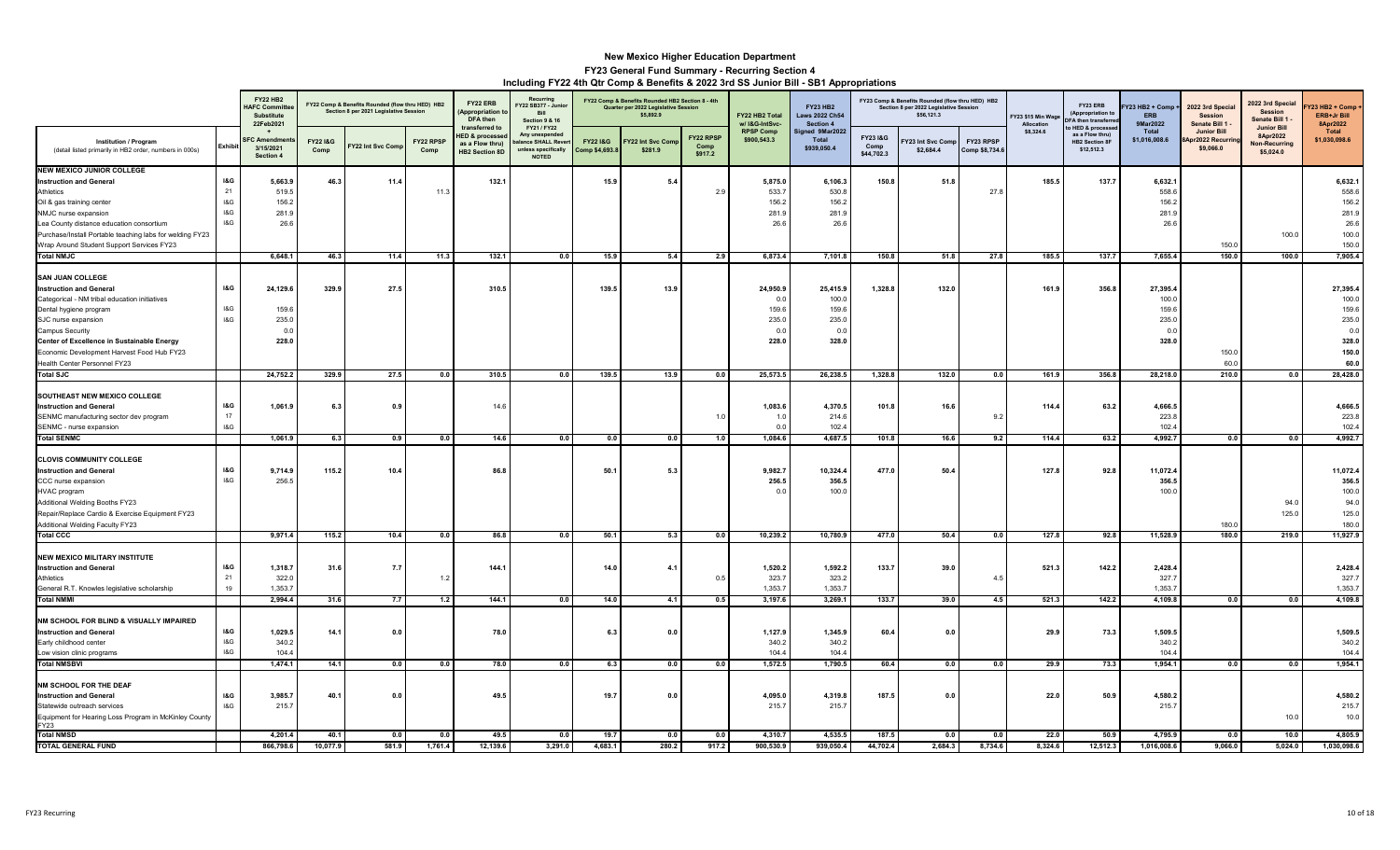# New Mexico Higher Education Department

## FY23 General Fund Summary - Recurring Section 4

### Including FY22 4th Qtr Comp & Benefits & 2022 3rd SS Junior Bill - SB1 Appropriations

Column groups:
- FY22 Comp & Benefits Rounded (flow thru HED) HB2 Section 8 per 2021 Legislative Session: FY22 I&G Comp, FY22 Int Svc Comp, FY22 RPSP Comp.
- FY22 Comp & Benefits Rounded HB2 Section 8 - 4th Quarter per 2022 Legislative Session ($5,892.0): FY22 I&G Comp $4,693.8, FY22 Int Svc Comp $281.9, FY22 RPSP Comp $917.2.
- FY23 Comp & Benefits Rounded (flow thru HED) HB2 Section 8 per 2022 Legislative Session ($56,121.3): FY23 I&G Comp $44,702.3, FY23 Int Svc Comp $2,684.3, FY23 RPSP Comp $8,734.6.

| Institution / Program (detail listed primarily in HB2 order, numbers in 000s) | Exhibit | FY22 HB2 HAFC Committee Substitute 22Feb2021 + SFC Amendments 3/15/2021 Section 4 | FY22 I&G Comp | FY22 Int Svc Comp | FY22 RPSP Comp | FY22 ERB (Appropriation to DFA then transferred to HED & processed as a Flow thru) HB2 Section 8D | Recurring FY22 SB377 - Junior Bill Section 9 & 16 FY21/FY22 Any unexpended balance SHALL Revert unless specifically NOTED | FY22 I&G Comp $4,693.8 | FY22 Int Svc Comp $281.9 | FY22 RPSP Comp $917.2 | FY22 HB2 Total w/ I&G-IntSvc-RPSP Comp $900,543.3 | FY23 HB2 Laws 2022 Ch54 Section 4 Signed 9Mar2022 Total $939,050.4 | FY23 I&G Comp $44,702.3 | FY23 Int Svc Comp $2,684.3 | FY23 RPSP Comp $8,734.6 | FY23 $15 Min Wage Allocation $8,324.6 | FY23 ERB (Appropriation to DFA then transferred to HED & processed as a Flow thru) HB2 Section 8F $12,512.3 | FY23 HB2 + Comp + ERB 9Mar2022 Total $1,016,008.6 | 2022 3rd Special Session Senate Bill 1 - Junior Bill 8Apr2022 Recurring $9,066.0 | 2022 3rd Special Session Senate Bill 1 - Junior Bill 8Apr2022 Non-Recurring $5,024.0 | FY23 HB2 + Comp + ERB+Jr Bill 8Apr2022 Total $1,030,098.6 |
|---|---|---|---|---|---|---|---|---|---|---|---|---|---|---|---|---|---|---|---|---|---|
| **NEW MEXICO JUNIOR COLLEGE** | | | | | | | | | | | | | | | | | | | | | |
| **Instruction and General** | I&G | 5,663.9 | 46.3 | 11.4 | | 132.1 | | 15.9 | 5.4 | | 5,875.0 | 6,106.3 | 150.8 | 51.8 | | 185.5 | 137.7 | 6,632.1 | | | 6,632.1 |
| Athletics | 21 | 519.5 | | | 11.3 | | | | | 2.9 | 533.7 | 530.8 | | | 27.8 | | | 558.6 | | | 558.6 |
| Oil & gas training center | I&G | 156.2 | | | | | | | | | 156.2 | 156.2 | | | | | | 156.2 | | | 156.2 |
| NMJC nurse expansion | I&G | 281.9 | | | | | | | | | 281.9 | 281.9 | | | | | | 281.9 | | | 281.9 |
| Lea County distance education consortium | I&G | 26.6 | | | | | | | | | 26.6 | 26.6 | | | | | | 26.6 | | | 26.6 |
| Purchase/Install Portable teaching labs for welding FY23 | | | | | | | | | | | | | | | | | | | | 100.0 | 100.0 |
| Wrap Around Student Support Services FY23 | | | | | | | | | | | | | | | | | | | 150.0 | | 150.0 |
| **Total NMJC** | | 6,648.1 | 46.3 | 11.4 | 11.3 | 132.1 | 0.0 | 15.9 | 5.4 | 2.9 | 6,873.4 | 7,101.8 | 150.8 | 51.8 | 27.8 | 185.5 | 137.7 | 7,655.4 | 150.0 | 100.0 | 7,905.4 |
| **SAN JUAN COLLEGE** | | | | | | | | | | | | | | | | | | | | | |
| **Instruction and General** | I&G | 24,129.6 | 329.9 | 27.5 | | 310.5 | | 139.5 | 13.9 | | 24,950.9 | 25,415.9 | 1,328.8 | 132.0 | | 161.9 | 356.8 | 27,395.4 | | | 27,395.4 |
| Categorical - NM tribal education initiatives | | | | | | | | | | | 0.0 | 100.0 | | | | | | 100.0 | | | 100.0 |
| Dental hygiene program | I&G | 159.6 | | | | | | | | | 159.6 | 159.6 | | | | | | 159.6 | | | 159.6 |
| SJC nurse expansion | I&G | 235.0 | | | | | | | | | 235.0 | 235.0 | | | | | | 235.0 | | | 235.0 |
| Campus Security | | 0.0 | | | | | | | | | 0.0 | 0.0 | | | | | | 0.0 | | | 0.0 |
| **Center of Excellence in Sustainable Energy** | | 228.0 | | | | | | | | | 228.0 | 328.0 | | | | | | 328.0 | | | 328.0 |
| Economic Development Harvest Food Hub FY23 | | | | | | | | | | | | | | | | | | | 150.0 | | 150.0 |
| Health Center Personnel FY23 | | | | | | | | | | | | | | | | | | | 60.0 | | 60.0 |
| **Total SJC** | | 24,752.2 | 329.9 | 27.5 | 0.0 | 310.5 | 0.0 | 139.5 | 13.9 | 0.0 | 25,573.5 | 26,238.5 | 1,328.8 | 132.0 | 0.0 | 161.9 | 356.8 | 28,218.0 | 210.0 | 0.0 | 28,428.0 |
| **SOUTHEAST NEW MEXICO COLLEGE** | | | | | | | | | | | | | | | | | | | | | |
| **Instruction and General** | I&G | 1,061.9 | 6.3 | 0.9 | | 14.6 | | | | | 1,083.6 | 4,370.5 | 101.8 | 16.6 | | 114.4 | 63.2 | 4,666.5 | | | 4,666.5 |
| SENMC manufacturing sector dev program | 17 | | | | | | | | | 1.0 | 1.0 | 214.6 | | | 9.2 | | | 223.8 | | | 223.8 |
| SENMC - nurse expansion | I&G | | | | | | | | | | 0.0 | 102.4 | | | | | | 102.4 | | | 102.4 |
| **Total SENMC** | | 1,061.9 | 6.3 | 0.9 | 0.0 | 14.6 | 0.0 | 0.0 | 0.0 | 1.0 | 1,084.6 | 4,687.5 | 101.8 | 16.6 | 9.2 | 114.4 | 63.2 | 4,992.7 | 0.0 | 0.0 | 4,992.7 |
| **CLOVIS COMMUNITY COLLEGE** | | | | | | | | | | | | | | | | | | | | | |
| **Instruction and General** | I&G | 9,714.9 | 115.2 | 10.4 | | 86.8 | | 50.1 | 5.3 | | 9,982.7 | 10,324.4 | 477.0 | 50.4 | | 127.8 | 92.8 | 11,072.4 | | | 11,072.4 |
| CCC nurse expansion | I&G | 256.5 | | | | | | | | | 256.5 | 356.5 | | | | | | 356.5 | | | 356.5 |
| HVAC program | | | | | | | | | | | 0.0 | 100.0 | | | | | | 100.0 | | | 100.0 |
| Additional Welding Booths FY23 | | | | | | | | | | | | | | | | | | | | 94.0 | 94.0 |
| Repair/Replace Cardio & Exercise Equipment FY23 | | | | | | | | | | | | | | | | | | | | 125.0 | 125.0 |
| Additional Welding Faculty FY23 | | | | | | | | | | | | | | | | | | | 180.0 | | 180.0 |
| **Total CCC** | | 9,971.4 | 115.2 | 10.4 | 0.0 | 86.8 | 0.0 | 50.1 | 5.3 | 0.0 | 10,239.2 | 10,780.9 | 477.0 | 50.4 | 0.0 | 127.8 | 92.8 | 11,528.9 | 180.0 | 219.0 | 11,927.9 |
| **NEW MEXICO MILITARY INSTITUTE** | | | | | | | | | | | | | | | | | | | | | |
| **Instruction and General** | I&G | 1,318.7 | 31.6 | 7.7 | | 144.1 | | 14.0 | 4.1 | | 1,520.2 | 1,592.2 | 133.7 | 39.0 | | 521.3 | 142.2 | 2,428.4 | | | 2,428.4 |
| Athletics | 21 | 322.0 | | | 1.2 | | | | | 0.5 | 323.7 | 323.2 | | | 4.5 | | | 327.7 | | | 327.7 |
| General R.T. Knowles legislative scholarship | 19 | 1,353.7 | | | | | | | | | 1,353.7 | 1,353.7 | | | | | | 1,353.7 | | | 1,353.7 |
| **Total NMMI** | | 2,994.4 | 31.6 | 7.7 | 1.2 | 144.1 | 0.0 | 14.0 | 4.1 | 0.5 | 3,197.6 | 3,269.1 | 133.7 | 39.0 | 4.5 | 521.3 | 142.2 | 4,109.8 | 0.0 | 0.0 | 4,109.8 |
| **NM SCHOOL FOR BLIND & VISUALLY IMPAIRED** | | | | | | | | | | | | | | | | | | | | | |
| **Instruction and General** | I&G | 1,029.5 | 14.1 | 0.0 | | 78.0 | | 6.3 | 0.0 | | 1,127.9 | 1,345.9 | 60.4 | 0.0 | | 29.9 | 73.3 | 1,509.5 | | | 1,509.5 |
| Early childhood center | I&G | 340.2 | | | | | | | | | 340.2 | 340.2 | | | | | | 340.2 | | | 340.2 |
| Low vision clinic programs | I&G | 104.4 | | | | | | | | | 104.4 | 104.4 | | | | | | 104.4 | | | 104.4 |
| **Total NMSBVI** | | 1,474.1 | 14.1 | 0.0 | 0.0 | 78.0 | 0.0 | 6.3 | 0.0 | 0.0 | 1,572.5 | 1,790.5 | 60.4 | 0.0 | 0.0 | 29.9 | 73.3 | 1,954.1 | 0.0 | 0.0 | 1,954.1 |
| **NM SCHOOL FOR THE DEAF** | | | | | | | | | | | | | | | | | | | | | |
| **Instruction and General** | I&G | 3,985.7 | 40.1 | 0.0 | | 49.5 | | 19.7 | 0.0 | | 4,095.0 | 4,319.8 | 187.5 | 0.0 | | 22.0 | 50.9 | 4,580.2 | | | 4,580.2 |
| Statewide outreach services | I&G | 215.7 | | | | | | | | | 215.7 | 215.7 | | | | | | 215.7 | | | 215.7 |
| Equipment for Hearing Loss Program in McKinley County FY23 | | | | | | | | | | | | | | | | | | | | 10.0 | 10.0 |
| **Total NMSD** | | 4,201.4 | 40.1 | 0.0 | 0.0 | 49.5 | 0.0 | 19.7 | 0.0 | 0.0 | 4,310.7 | 4,535.5 | 187.5 | 0.0 | 0.0 | 22.0 | 50.9 | 4,795.9 | 0.0 | 10.0 | 4,805.9 |
| **TOTAL GENERAL FUND** | | 866,798.6 | 10,077.9 | 581.9 | 1,761.4 | 12,139.6 | 3,291.0 | 4,683.1 | 280.2 | 917.2 | 900,530.9 | 939,050.4 | 44,702.3 | 2,684.3 | 8,734.6 | 8,324.6 | 12,512.3 | 1,016,008.6 | 9,066.0 | 5,024.0 | 1,030,098.6 |

FY23 Recurring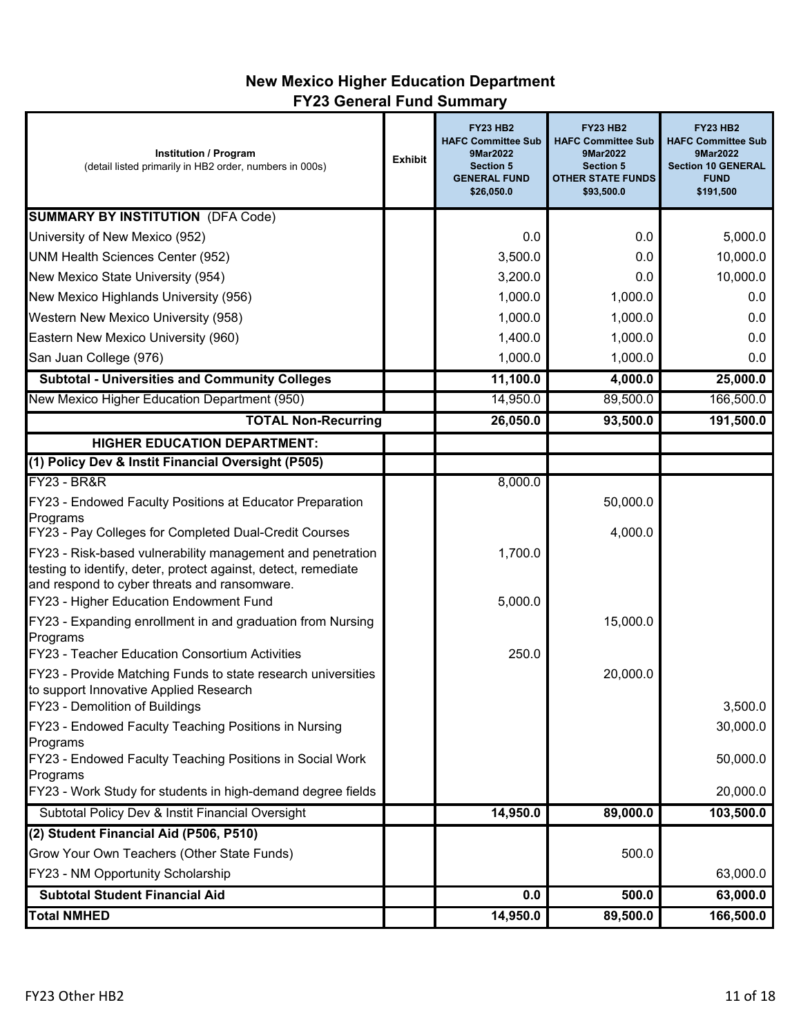# New Mexico Higher Education Department
## FY23 General Fund Summary

| **Institution / Program** (detail listed primarily in HB2 order, numbers in 000s) | **Exhibit** | **FY23 HB2 HAFC Committee Sub 9Mar2022 Section 5 GENERAL FUND $26,050.0** | **FY23 HB2 HAFC Committee Sub 9Mar2022 Section 5 OTHER STATE FUNDS $93,500.0** | **FY23 HB2 HAFC Committee Sub 9Mar2022 Section 10 GENERAL FUND $191,500** |
|---|---|---|---|---|
| **SUMMARY BY INSTITUTION** (DFA Code) | | | | |
| University of New Mexico (952) | | 0.0 | 0.0 | 5,000.0 |
| UNM Health Sciences Center (952) | | 3,500.0 | 0.0 | 10,000.0 |
| New Mexico State University (954) | | 3,200.0 | 0.0 | 10,000.0 |
| New Mexico Highlands University (956) | | 1,000.0 | 1,000.0 | 0.0 |
| Western New Mexico University (958) | | 1,000.0 | 1,000.0 | 0.0 |
| Eastern New Mexico University (960) | | 1,400.0 | 1,000.0 | 0.0 |
| San Juan College (976) | | 1,000.0 | 1,000.0 | 0.0 |
| **Subtotal - Universities and Community Colleges** | | **11,100.0** | **4,000.0** | **25,000.0** |
| New Mexico Higher Education Department (950) | | 14,950.0 | 89,500.0 | 166,500.0 |
| **TOTAL Non-Recurring** | | **26,050.0** | **93,500.0** | **191,500.0** |
| **HIGHER EDUCATION DEPARTMENT:** | | | | |
| **(1) Policy Dev & Instit Financial Oversight (P505)** | | | | |
| FY23 - BR&R | | 8,000.0 | | |
| FY23 - Endowed Faculty Positions at Educator Preparation Programs | | | 50,000.0 | |
| FY23 - Pay Colleges for Completed Dual-Credit Courses | | | 4,000.0 | |
| FY23 - Risk-based vulnerability management and penetration testing to identify, deter, protect against, detect, remediate and respond to cyber threats and ransomware. | | 1,700.0 | | |
| FY23 - Higher Education Endowment Fund | | 5,000.0 | | |
| FY23 - Expanding enrollment in and graduation from Nursing Programs | | | 15,000.0 | |
| FY23 - Teacher Education Consortium Activities | | 250.0 | | |
| FY23 - Provide Matching Funds to state research universities to support Innovative Applied Research | | | 20,000.0 | |
| FY23 - Demolition of Buildings | | | | 3,500.0 |
| FY23 - Endowed Faculty Teaching Positions in Nursing Programs | | | | 30,000.0 |
| FY23 - Endowed Faculty Teaching Positions in Social Work Programs | | | | 50,000.0 |
| FY23 - Work Study for students in high-demand degree fields | | | | 20,000.0 |
| Subtotal Policy Dev & Instit Financial Oversight | | **14,950.0** | **89,000.0** | **103,500.0** |
| **(2) Student Financial Aid (P506, P510)** | | | | |
| Grow Your Own Teachers (Other State Funds) | | | 500.0 | |
| FY23 - NM Opportunity Scholarship | | | | 63,000.0 |
| **Subtotal Student Financial Aid** | | **0.0** | **500.0** | **63,000.0** |
| **Total NMHED** | | **14,950.0** | **89,500.0** | **166,500.0** |

FY23 Other HB2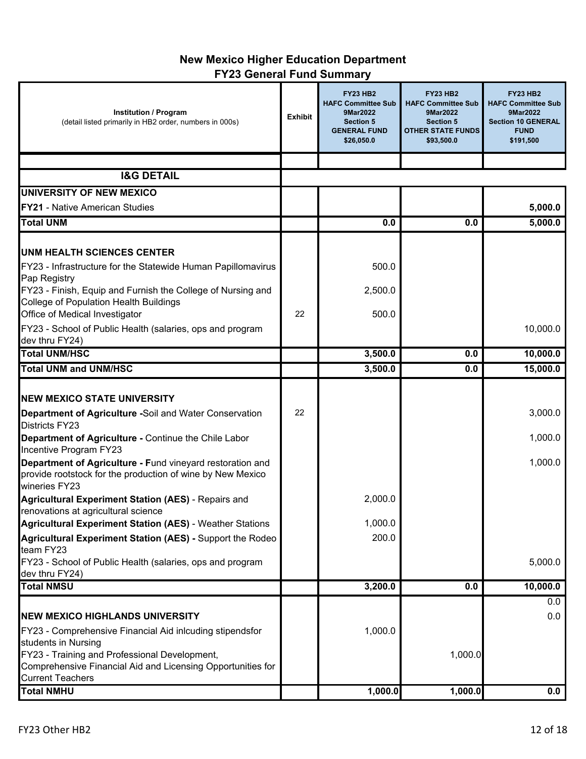# New Mexico Higher Education Department
## FY23 General Fund Summary

| Institution / Program (detail listed primarily in HB2 order, numbers in 000s) | Exhibit | FY23 HB2 HAFC Committee Sub 9Mar2022 Section 5 GENERAL FUND $26,050.0 | FY23 HB2 HAFC Committee Sub 9Mar2022 Section 5 OTHER STATE FUNDS $93,500.0 | FY23 HB2 HAFC Committee Sub 9Mar2022 Section 10 GENERAL FUND $191,500 |
|---|---|---|---|---|
| | | | | |
| **I&G DETAIL** | | | | |
| **UNIVERSITY OF NEW MEXICO** | | | | |
| **FY21** - Native American Studies | | | | **5,000.0** |
| **Total UNM** | | **0.0** | **0.0** | **5,000.0** |
| **UNM HEALTH SCIENCES CENTER** | | | | |
| FY23 - Infrastructure for the Statewide Human Papillomavirus Pap Registry | | 500.0 | | |
| FY23 - Finish, Equip and Furnish the College of Nursing and College of Population Health Buildings | | 2,500.0 | | |
| Office of Medical Investigator | 22 | 500.0 | | |
| FY23 - School of Public Health (salaries, ops and program dev thru FY24) | | | | 10,000.0 |
| **Total UNM/HSC** | | **3,500.0** | **0.0** | **10,000.0** |
| **Total UNM and UNM/HSC** | | **3,500.0** | **0.0** | **15,000.0** |
| **NEW MEXICO STATE UNIVERSITY** | | | | |
| **Department of Agriculture -**Soil and Water Conservation Districts FY23 | 22 | | | 3,000.0 |
| **Department of Agriculture -** Continue the Chile Labor Incentive Program FY23 | | | | 1,000.0 |
| **Department of Agriculture - F**und vineyard restoration and provide rootstock for the production of wine by New Mexico wineries FY23 | | | | 1,000.0 |
| **Agricultural Experiment Station (AES)** - Repairs and renovations at agricultural science | | 2,000.0 | | |
| **Agricultural Experiment Station (AES)** - Weather Stations | | 1,000.0 | | |
| **Agricultural Experiment Station (AES) -** Support the Rodeo team FY23 | | 200.0 | | |
| FY23 - School of Public Health (salaries, ops and program dev thru FY24) | | | | 5,000.0 |
| **Total NMSU** | | **3,200.0** | **0.0** | **10,000.0** |
| | | | | 0.0 |
| **NEW MEXICO HIGHLANDS UNIVERSITY** | | | | 0.0 |
| FY23 - Comprehensive Financial Aid inlcuding stipendsfor students in Nursing | | 1,000.0 | | |
| FY23 - Training and Professional Development, Comprehensive Financial Aid and Licensing Opportunities for Current Teachers | | | 1,000.0 | |
| **Total NMHU** | | **1,000.0** | **1,000.0** | **0.0** |

FY23 Other HB2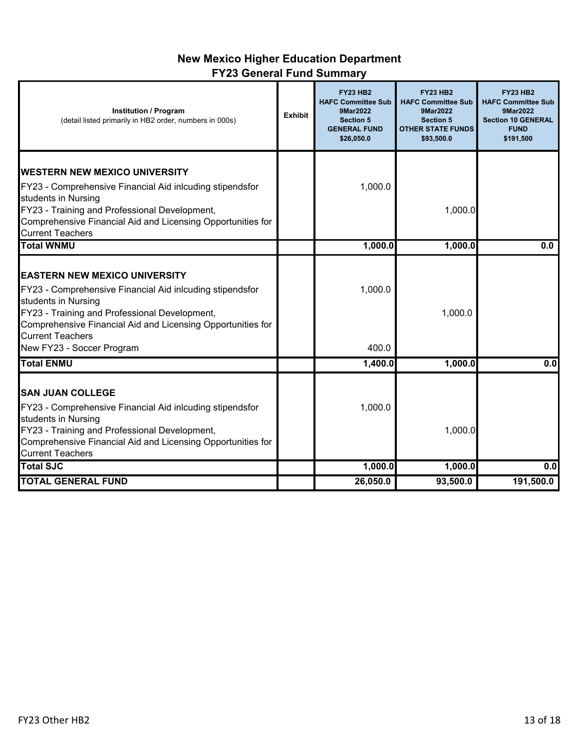# New Mexico Higher Education Department
## FY23 General Fund Summary

| Institution / Program (detail listed primarily in HB2 order, numbers in 000s) | Exhibit | FY23 HB2 HAFC Committee Sub 9Mar2022 Section 5 GENERAL FUND $26,050.0 | FY23 HB2 HAFC Committee Sub 9Mar2022 Section 5 OTHER STATE FUNDS $93,500.0 | FY23 HB2 HAFC Committee Sub 9Mar2022 Section 10 GENERAL FUND $191,500 |
|---|---|---|---|---|
| **WESTERN NEW MEXICO UNIVERSITY** | | | | |
| FY23 - Comprehensive Financial Aid inlcuding stipendsfor students in Nursing | | 1,000.0 | | |
| FY23 - Training and Professional Development, Comprehensive Financial Aid and Licensing Opportunities for Current Teachers | | | 1,000.0 | |
| **Total WNMU** | | **1,000.0** | **1,000.0** | **0.0** |
| **EASTERN NEW MEXICO UNIVERSITY** | | | | |
| FY23 - Comprehensive Financial Aid inlcuding stipendsfor students in Nursing | | 1,000.0 | | |
| FY23 - Training and Professional Development, Comprehensive Financial Aid and Licensing Opportunities for Current Teachers | | | 1,000.0 | |
| New FY23 - Soccer Program | | 400.0 | | |
| **Total ENMU** | | **1,400.0** | **1,000.0** | **0.0** |
| **SAN JUAN COLLEGE** | | | | |
| FY23 - Comprehensive Financial Aid inlcuding stipendsfor students in Nursing | | 1,000.0 | | |
| FY23 - Training and Professional Development, Comprehensive Financial Aid and Licensing Opportunities for Current Teachers | | | 1,000.0 | |
| **Total SJC** | | **1,000.0** | **1,000.0** | **0.0** |
| **TOTAL GENERAL FUND** | | **26,050.0** | **93,500.0** | **191,500.0** |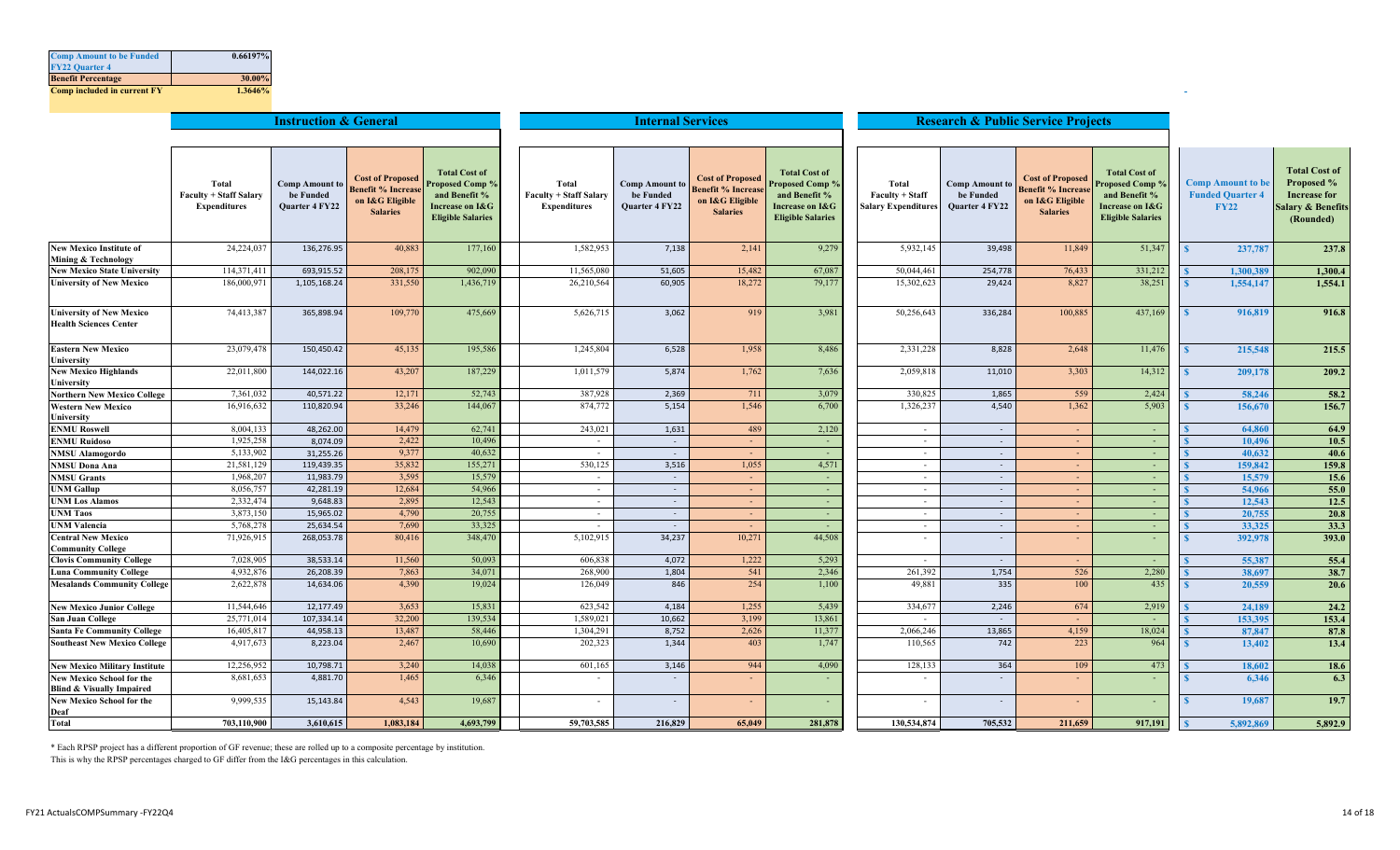| | |
|---|---|
| **Comp Amount to be Funded FY22 Quarter 4** | 0.66197% |
| **Benefit Percentage** | 30.00% |
| **Comp included in current FY** | 1.3646% |

| | Instruction & General | | | | Internal Services | | | | Research & Public Service Projects | | | | | |
|---|---|---|---|---|---|---|---|---|---|---|---|---|---|---|
| | Total Faculty + Staff Salary Expenditures | Comp Amount to be Funded Quarter 4 FY22 | Cost of Proposed Benefit % Increase on I&G Eligible Salaries | Total Cost of Proposed Comp % and Benefit % Increase on I&G Eligible Salaries | Total Faculty + Staff Salary Expenditures | Comp Amount to be Funded Quarter 4 FY22 | Cost of Proposed Benefit % Increase on I&G Eligible Salaries | Total Cost of Proposed Comp % and Benefit % Increase on I&G Eligible Salaries | Total Faculty + Staff Salary Expenditures | Comp Amount to be Funded Quarter 4 FY22 | Cost of Proposed Benefit % Increase on I&G Eligible Salaries | Total Cost of Proposed Comp % and Benefit % Increase on I&G Eligible Salaries | Comp Amount to be Funded Quarter 4 FY22 | Total Cost of Proposed % Increase for Salary & Benefits (Rounded) |
| New Mexico Institute of Mining & Technology | 24,224,037 | 136,276.95 | 40,883 | 177,160 | 1,582,953 | 7,138 | 2,141 | 9,279 | 5,932,145 | 39,498 | 11,849 | 51,347 | $ 237,787 | 237.8 |
| New Mexico State University | 114,371,411 | 693,915.52 | 208,175 | 902,090 | 11,565,080 | 51,605 | 15,482 | 67,087 | 50,044,461 | 254,778 | 76,433 | 331,212 | $ 1,300,389 | 1,300.4 |
| University of New Mexico | 186,000,971 | 1,105,168.24 | 331,550 | 1,436,719 | 26,210,564 | 60,905 | 18,272 | 79,177 | 15,302,623 | 29,424 | 8,827 | 38,251 | $ 1,554,147 | 1,554.1 |
| University of New Mexico Health Sciences Center | 74,413,387 | 365,898.94 | 109,770 | 475,669 | 5,626,715 | 3,062 | 919 | 3,981 | 50,256,643 | 336,284 | 100,885 | 437,169 | $ 916,819 | 916.8 |
| Eastern New Mexico University | 23,079,478 | 150,450.42 | 45,135 | 195,586 | 1,245,804 | 6,528 | 1,958 | 8,486 | 2,331,228 | 8,828 | 2,648 | 11,476 | $ 215,548 | 215.5 |
| New Mexico Highlands University | 22,011,800 | 144,022.16 | 43,207 | 187,229 | 1,011,579 | 5,874 | 1,762 | 7,636 | 2,059,818 | 11,010 | 3,303 | 14,312 | $ 209,178 | 209.2 |
| Northern New Mexico College | 7,361,032 | 40,571.22 | 12,171 | 52,743 | 387,928 | 2,369 | 711 | 3,079 | 330,825 | 1,865 | 559 | 2,424 | $ 58,246 | 58.2 |
| Western New Mexico University | 16,916,632 | 110,820.94 | 33,246 | 144,067 | 874,772 | 5,154 | 1,546 | 6,700 | 1,326,237 | 4,540 | 1,362 | 5,903 | $ 156,670 | 156.7 |
| ENMU Roswell | 8,004,133 | 48,262.00 | 14,479 | 62,741 | 243,021 | 1,631 | 489 | 2,120 | - | - | - | - | $ 64,860 | 64.9 |
| ENMU Ruidoso | 1,925,258 | 8,074.09 | 2,422 | 10,496 | - | - | - | - | - | - | - | - | $ 10,496 | 10.5 |
| NMSU Alamogordo | 5,133,902 | 31,255.26 | 9,377 | 40,632 | - | - | - | - | - | - | - | - | $ 40,632 | 40.6 |
| NMSU Dona Ana | 21,581,129 | 119,439.35 | 35,832 | 155,271 | 530,125 | 3,516 | 1,055 | 4,571 | - | - | - | - | $ 159,842 | 159.8 |
| NMSU Grants | 1,968,207 | 11,983.79 | 3,595 | 15,579 | - | - | - | - | - | - | - | - | $ 15,579 | 15.6 |
| UNM Gallup | 8,056,757 | 42,281.19 | 12,684 | 54,966 | - | - | - | - | - | - | - | - | $ 54,966 | 55.0 |
| UNM Los Alamos | 2,332,474 | 9,648.83 | 2,895 | 12,543 | - | - | - | - | - | - | - | - | $ 12,543 | 12.5 |
| UNM Taos | 3,873,150 | 15,965.02 | 4,790 | 20,755 | - | - | - | - | - | - | - | - | $ 20,755 | 20.8 |
| UNM Valencia | 5,768,278 | 25,634.54 | 7,690 | 33,325 | - | - | - | - | - | - | - | - | $ 33,325 | 33.3 |
| Central New Mexico Community College | 71,926,915 | 268,053.78 | 80,416 | 348,470 | 5,102,915 | 34,237 | 10,271 | 44,508 | - | - | - | - | $ 392,978 | 393.0 |
| Clovis Community College | 7,028,905 | 38,533.14 | 11,560 | 50,093 | 606,838 | 4,072 | 1,222 | 5,293 | - | - | - | - | $ 55,387 | 55.4 |
| Luna Community College | 4,932,876 | 26,208.39 | 7,863 | 34,071 | 268,900 | 1,804 | 541 | 2,346 | 261,392 | 1,754 | 526 | 2,280 | $ 38,697 | 38.7 |
| Mesalands Community College | 2,622,878 | 14,634.06 | 4,390 | 19,024 | 126,049 | 846 | 254 | 1,100 | 49,881 | 335 | 100 | 435 | $ 20,559 | 20.6 |
| New Mexico Junior College | 11,544,646 | 12,177.49 | 3,653 | 15,831 | 623,542 | 4,184 | 1,255 | 5,439 | 334,677 | 2,246 | 674 | 2,919 | $ 24,189 | 24.2 |
| San Juan College | 25,771,014 | 107,334.14 | 32,200 | 139,534 | 1,589,021 | 10,662 | 3,199 | 13,861 | - | - | - | - | $ 153,395 | 153.4 |
| Santa Fe Community College | 16,405,817 | 44,958.13 | 13,487 | 58,446 | 1,304,291 | 8,752 | 2,626 | 11,377 | 2,066,246 | 13,865 | 4,159 | 18,024 | $ 87,847 | 87.8 |
| Southeast New Mexico College | 4,917,673 | 8,223.04 | 2,467 | 10,690 | 202,323 | 1,344 | 403 | 1,747 | 110,565 | 742 | 223 | 964 | $ 13,402 | 13.4 |
| New Mexico Military Institute | 12,256,952 | 10,798.71 | 3,240 | 14,038 | 601,165 | 3,146 | 944 | 4,090 | 128,133 | 364 | 109 | 473 | $ 18,602 | 18.6 |
| New Mexico School for the Blind & Visually Impaired | 8,681,653 | 4,881.70 | 1,465 | 6,346 | - | - | - | - | - | - | - | - | $ 6,346 | 6.3 |
| New Mexico School for the Deaf | 9,999,535 | 15,143.84 | 4,543 | 19,687 | - | - | - | - | - | - | - | - | $ 19,687 | 19.7 |
| **Total** | **703,110,900** | **3,610,615** | **1,083,184** | **4,693,799** | **59,703,585** | **216,829** | **65,049** | **281,878** | **130,534,874** | **705,532** | **211,659** | **917,191** | **$ 5,892,869** | **5,892.9** |

\* Each RPSP project has a different proportion of GF revenue; these are rolled up to a composite percentage by institution.
This is why the RPSP percentages charged to GF differ from the I&G percentages in this calculation.

FY21 ActualsCOMPSummary -FY22Q4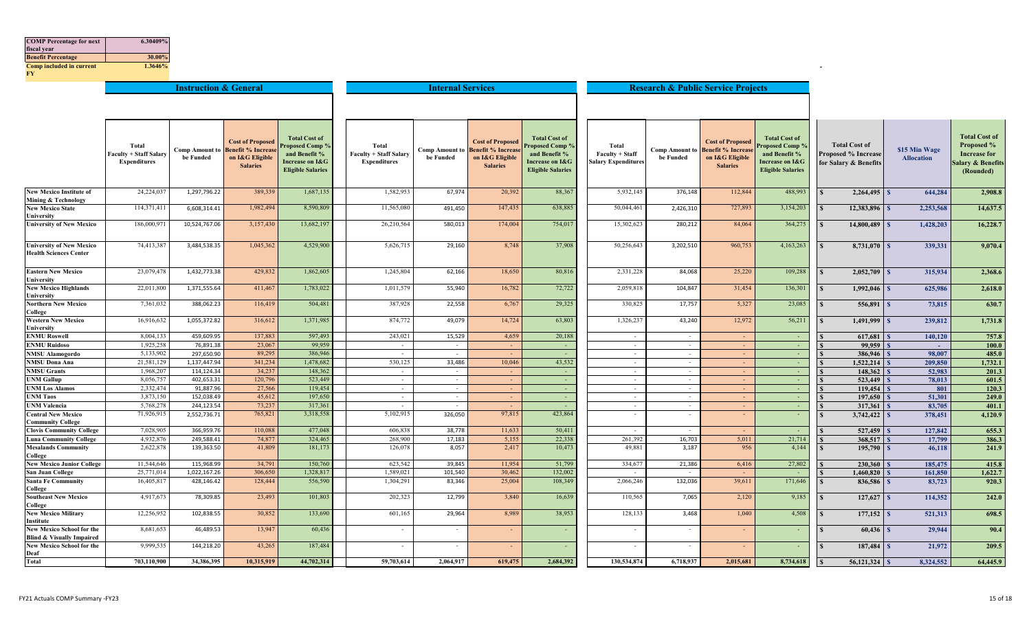| | |
|---|---|
| COMP Percentage for next fiscal year | 6.30409% |
| Benefit Percentage | 30.00% |
| Comp included in current FY | 1.3646% |

| | Instruction & General | | | | Internal Services | | | | Research & Public Service Projects | | | | | | |
|---|---|---|---|---|---|---|---|---|---|---|---|---|---|---|---|
| | Total Faculty + Staff Salary Expenditures | Comp Amount to be Funded | Cost of Proposed Benefit % Increase on I&G Eligible Salaries | Total Cost of Proposed Comp % and Benefit % Increase on I&G Eligible Salaries | Total Faculty + Staff Salary Expenditures | Comp Amount to be Funded | Cost of Proposed Benefit % Increase on I&G Eligible Salaries | Total Cost of Proposed Comp % and Benefit % Increase on I&G Eligible Salaries | Total Faculty + Staff Salary Expenditures | Comp Amount to be Funded | Cost of Proposed Benefit % Increase on I&G Eligible Salaries | Total Cost of Proposed Comp % and Benefit % Increase on I&G Eligible Salaries | Total Cost of Proposed % Increase for Salary & Benefits | $15 Min Wage Allocation | Total Cost of Proposed % Increase for Salary & Benefits (Rounded) |
| New Mexico Institute of Mining & Technology | 24,224,037 | 1,297,796.22 | 389,339 | 1,687,135 | 1,582,953 | 67,974 | 20,392 | 88,367 | 5,932,145 | 376,148 | 112,844 | 488,993 | $ 2,264,495 | $ 644,284 | 2,908.8 |
| New Mexico State University | 114,371,411 | 6,608,314.41 | 1,982,494 | 8,590,809 | 11,565,080 | 491,450 | 147,435 | 638,885 | 50,044,461 | 2,426,310 | 727,893 | 3,154,203 | $ 12,383,896 | $ 2,253,568 | 14,637.5 |
| University of New Mexico | 186,000,971 | 10,524,767.06 | 3,157,430 | 13,682,197 | 26,210,564 | 580,013 | 174,004 | 754,017 | 15,302,623 | 280,212 | 84,064 | 364,275 | $ 14,800,489 | $ 1,428,203 | 16,228.7 |
| University of New Mexico Health Sciences Center | 74,413,387 | 3,484,538.35 | 1,045,362 | 4,529,900 | 5,626,715 | 29,160 | 8,748 | 37,908 | 50,256,643 | 3,202,510 | 960,753 | 4,163,263 | $ 8,731,070 | $ 339,331 | 9,070.4 |
| Eastern New Mexico University | 23,079,478 | 1,432,773.38 | 429,832 | 1,862,605 | 1,245,804 | 62,166 | 18,650 | 80,816 | 2,331,228 | 84,068 | 25,220 | 109,288 | $ 2,052,709 | $ 315,934 | 2,368.6 |
| New Mexico Highlands University | 22,011,800 | 1,371,555.64 | 411,467 | 1,783,022 | 1,011,579 | 55,940 | 16,782 | 72,722 | 2,059,818 | 104,847 | 31,454 | 136,301 | $ 1,992,046 | $ 625,986 | 2,618.0 |
| Northern New Mexico College | 7,361,032 | 388,062.23 | 116,419 | 504,481 | 387,928 | 22,558 | 6,767 | 29,325 | 330,825 | 17,757 | 5,327 | 23,085 | $ 556,891 | $ 73,815 | 630.7 |
| Western New Mexico University | 16,916,632 | 1,055,372.82 | 316,612 | 1,371,985 | 874,772 | 49,079 | 14,724 | 63,803 | 1,326,237 | 43,240 | 12,972 | 56,211 | $ 1,491,999 | $ 239,812 | 1,731.8 |
| ENMU Roswell | 8,004,133 | 459,609.95 | 137,883 | 597,493 | 243,021 | 15,529 | 4,659 | 20,188 | - | - | - | - | $ 617,681 | $ 140,120 | 757.8 |
| ENMU Ruidoso | 1,925,258 | 76,891.38 | 23,067 | 99,959 | - | - | - | - | - | - | - | - | $ 99,959 | $ - | 100.0 |
| NMSU Alamogordo | 5,133,902 | 297,650.90 | 89,295 | 386,946 | - | - | - | - | - | - | - | - | $ 386,946 | $ 98,007 | 485.0 |
| NMSU Dona Ana | 21,581,129 | 1,137,447.94 | 341,234 | 1,478,682 | 530,125 | 33,486 | 10,046 | 43,532 | - | - | - | - | $ 1,522,214 | $ 209,850 | 1,732.1 |
| NMSU Grants | 1,968,207 | 114,124.34 | 34,237 | 148,362 | - | - | - | - | - | - | - | - | $ 148,362 | $ 52,983 | 201.3 |
| UNM Gallup | 8,056,757 | 402,653.31 | 120,796 | 523,449 | - | - | - | - | - | - | - | - | $ 523,449 | $ 78,013 | 601.5 |
| UNM Los Alamos | 2,332,474 | 91,887.96 | 27,566 | 119,454 | - | - | - | - | - | - | - | - | $ 119,454 | $ 801 | 120.3 |
| UNM Taos | 3,873,150 | 152,038.49 | 45,612 | 197,650 | - | - | - | - | - | - | - | - | $ 197,650 | $ 51,301 | 249.0 |
| UNM Valencia | 5,768,278 | 244,123.54 | 73,237 | 317,361 | - | - | - | - | - | - | - | - | $ 317,361 | $ 83,705 | 401.1 |
| Central New Mexico Community College | 71,926,915 | 2,552,736.71 | 765,821 | 3,318,558 | 5,102,915 | 326,050 | 97,815 | 423,864 | - | - | - | - | $ 3,742,422 | $ 378,451 | 4,120.9 |
| Clovis Community College | 7,028,905 | 366,959.76 | 110,088 | 477,048 | 606,838 | 38,778 | 11,633 | 50,411 | - | - | - | - | $ 527,459 | $ 127,842 | 655.3 |
| Luna Community College | 4,932,876 | 249,588.41 | 74,877 | 324,465 | 268,900 | 17,183 | 5,155 | 22,338 | 261,392 | 16,703 | 5,011 | 21,714 | $ 368,517 | $ 17,799 | 386.3 |
| Mesalands Community College | 2,622,878 | 139,363.50 | 41,809 | 181,173 | 126,078 | 8,057 | 2,417 | 10,473 | 49,881 | 3,187 | 956 | 4,144 | $ 195,790 | $ 46,118 | 241.9 |
| New Mexico Junior College | 11,544,646 | 115,968.99 | 34,791 | 150,760 | 623,542 | 39,845 | 11,954 | 51,799 | 334,677 | 21,386 | 6,416 | 27,802 | $ 230,360 | $ 185,475 | 415.8 |
| San Juan College | 25,771,014 | 1,022,167.26 | 306,650 | 1,328,817 | 1,589,021 | 101,540 | 30,462 | 132,002 | - | - | - | - | $ 1,460,820 | $ 161,850 | 1,622.7 |
| Santa Fe Community College | 16,405,817 | 428,146.42 | 128,444 | 556,590 | 1,304,291 | 83,346 | 25,004 | 108,349 | 2,066,246 | 132,036 | 39,611 | 171,646 | $ 836,586 | $ 83,723 | 920.3 |
| Southeast New Mexico College | 4,917,673 | 78,309.85 | 23,493 | 101,803 | 202,323 | 12,799 | 3,840 | 16,639 | 110,565 | 7,065 | 2,120 | 9,185 | $ 127,627 | $ 114,352 | 242.0 |
| New Mexico Military Institute | 12,256,952 | 102,838.55 | 30,852 | 133,690 | 601,165 | 29,964 | 8,989 | 38,953 | 128,133 | 3,468 | 1,040 | 4,508 | $ 177,152 | $ 521,313 | 698.5 |
| New Mexico School for the Blind & Visually Impaired | 8,681,653 | 46,489.53 | 13,947 | 60,436 | - | - | - | - | - | - | - | - | $ 60,436 | $ 29,944 | 90.4 |
| New Mexico School for the Deaf | 9,999,535 | 144,218.20 | 43,265 | 187,484 | - | - | - | - | - | - | - | - | $ 187,484 | $ 21,972 | 209.5 |
| Total | 703,110,900 | 34,386,395 | 10,315,919 | 44,702,314 | 59,703,614 | 2,064,917 | 619,475 | 2,684,392 | 130,534,874 | 6,718,937 | 2,015,681 | 8,734,618 | $ 56,121,324 | $ 8,324,552 | 64,445.9 |

FY21 Actuals COMP Summary -FY23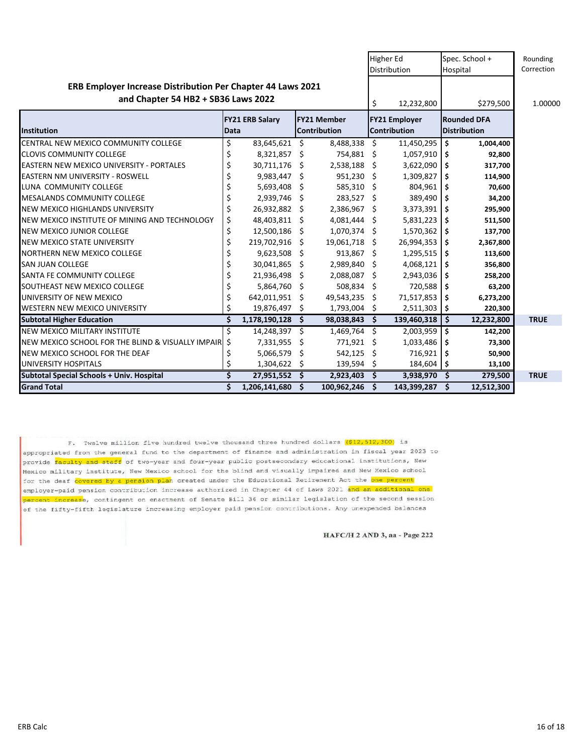## ERB Employer Increase Distribution Per Chapter 44 Laws 2021 and Chapter 54 HB2 + SB36 Laws 2022

| | | | Higher Ed Distribution | Spec. School + Hospital | Rounding Correction |
|---|---|---|---|---|---|
| | | | $ 12,232,800 | $279,500 | 1.00000 |
| **Institution** | **FY21 ERB Salary Data** | **FY21 Member Contribution** | **FY21 Employer Contribution** | **Rounded DFA Distribution** | |
| CENTRAL NEW MEXICO COMMUNITY COLLEGE | $ 83,645,621 | $ 8,488,338 | $ 11,450,295 | $ 1,004,400 | |
| CLOVIS COMMUNITY COLLEGE | $ 8,321,857 | $ 754,881 | $ 1,057,910 | $ 92,800 | |
| EASTERN NEW MEXICO UNIVERSITY - PORTALES | $ 30,711,176 | $ 2,538,188 | $ 3,622,090 | $ 317,700 | |
| EASTERN NM UNIVERSITY - ROSWELL | $ 9,983,447 | $ 951,230 | $ 1,309,827 | $ 114,900 | |
| LUNA COMMUNITY COLLEGE | $ 5,693,408 | $ 585,310 | $ 804,961 | $ 70,600 | |
| MESALANDS COMMUNITY COLLEGE | $ 2,939,746 | $ 283,527 | $ 389,490 | $ 34,200 | |
| NEW MEXICO HIGHLANDS UNIVERSITY | $ 26,932,882 | $ 2,386,967 | $ 3,373,391 | $ 295,900 | |
| NEW MEXICO INSTITUTE OF MINING AND TECHNOLOGY | $ 48,403,811 | $ 4,081,444 | $ 5,831,223 | $ 511,500 | |
| NEW MEXICO JUNIOR COLLEGE | $ 12,500,186 | $ 1,070,374 | $ 1,570,362 | $ 137,700 | |
| NEW MEXICO STATE UNIVERSITY | $ 219,702,916 | $ 19,061,718 | $ 26,994,353 | $ 2,367,800 | |
| NORTHERN NEW MEXICO COLLEGE | $ 9,623,508 | $ 913,867 | $ 1,295,515 | $ 113,600 | |
| SAN JUAN COLLEGE | $ 30,041,865 | $ 2,989,840 | $ 4,068,121 | $ 356,800 | |
| SANTA FE COMMUNITY COLLEGE | $ 21,936,498 | $ 2,088,087 | $ 2,943,036 | $ 258,200 | |
| SOUTHEAST NEW MEXICO COLLEGE | $ 5,864,760 | $ 508,834 | $ 720,588 | $ 63,200 | |
| UNIVERSITY OF NEW MEXICO | $ 642,011,951 | $ 49,543,235 | $ 71,517,853 | $ 6,273,200 | |
| WESTERN NEW MEXICO UNIVERSITY | $ 19,876,497 | $ 1,793,004 | $ 2,511,303 | $ 220,300 | |
| **Subtotal Higher Education** | **$ 1,178,190,128** | **$ 98,038,843** | **$ 139,460,318** | **$ 12,232,800** | **TRUE** |
| NEW MEXICO MILITARY INSTITUTE | $ 14,248,397 | $ 1,469,764 | $ 2,003,959 | $ 142,200 | |
| NEW MEXICO SCHOOL FOR THE BLIND & VISUALLY IMPAIR | $ 7,331,955 | $ 771,921 | $ 1,033,486 | $ 73,300 | |
| NEW MEXICO SCHOOL FOR THE DEAF | $ 5,066,579 | $ 542,125 | $ 716,921 | $ 50,900 | |
| UNIVERSITY HOSPITALS | $ 1,304,622 | $ 139,594 | $ 184,604 | $ 13,100 | |
| **Subtotal Special Schools + Univ. Hospital** | **$ 27,951,552** | **$ 2,923,403** | **$ 3,938,970** | **$ 279,500** | **TRUE** |
| **Grand Total** | **$ 1,206,141,680** | **$ 100,962,246** | **$ 143,399,287** | **$ 12,512,300** | |

F. Twelve million five hundred twelve thousand three hundred dollars ($12,512,300) is appropriated from the general fund to the department of finance and administration in fiscal year 2023 to provide faculty and staff of two-year and four-year public postsecondary educational institutions, New Mexico military institute, New Mexico school for the blind and visually impaired and New Mexico school for the deaf covered by a pension plan created under the Educational Retirement Act the one percent employer-paid pension contribution increase authorized in Chapter 44 of Laws 2021 and an additional one percent increase, contingent on enactment of Senate Bill 36 or similar legislation of the second session of the fifty-fifth legislature increasing employer paid pension contributions. Any unexpended balances

HAFC/H 2 AND 3, aa - Page 222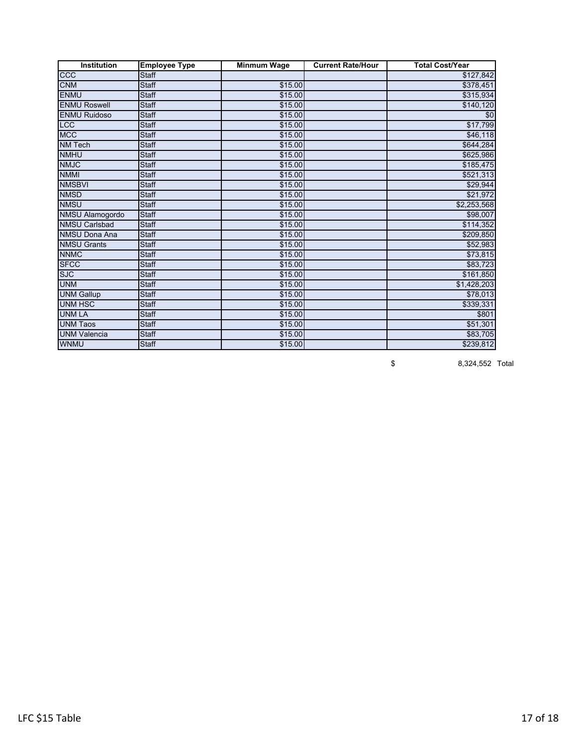| Institution | Employee Type | Minmum Wage | Current Rate/Hour | Total Cost/Year |
|---|---|---|---|---|
| CCC | Staff | | | $127,842 |
| CNM | Staff | $15.00 | | $378,451 |
| ENMU | Staff | $15.00 | | $315,934 |
| ENMU Roswell | Staff | $15.00 | | $140,120 |
| ENMU Ruidoso | Staff | $15.00 | | $0 |
| LCC | Staff | $15.00 | | $17,799 |
| MCC | Staff | $15.00 | | $46,118 |
| NM Tech | Staff | $15.00 | | $644,284 |
| NMHU | Staff | $15.00 | | $625,986 |
| NMJC | Staff | $15.00 | | $185,475 |
| NMMI | Staff | $15.00 | | $521,313 |
| NMSBVI | Staff | $15.00 | | $29,944 |
| NMSD | Staff | $15.00 | | $21,972 |
| NMSU | Staff | $15.00 | | $2,253,568 |
| NMSU Alamogordo | Staff | $15.00 | | $98,007 |
| NMSU Carlsbad | Staff | $15.00 | | $114,352 |
| NMSU Dona Ana | Staff | $15.00 | | $209,850 |
| NMSU Grants | Staff | $15.00 | | $52,983 |
| NNMC | Staff | $15.00 | | $73,815 |
| SFCC | Staff | $15.00 | | $83,723 |
| SJC | Staff | $15.00 | | $161,850 |
| UNM | Staff | $15.00 | | $1,428,203 |
| UNM Gallup | Staff | $15.00 | | $78,013 |
| UNM HSC | Staff | $15.00 | | $339,331 |
| UNM LA | Staff | $15.00 | | $801 |
| UNM Taos | Staff | $15.00 | | $51,301 |
| UNM Valencia | Staff | $15.00 | | $83,705 |
| WNMU | Staff | $15.00 | | $239,812 |

$ 8,324,552 Total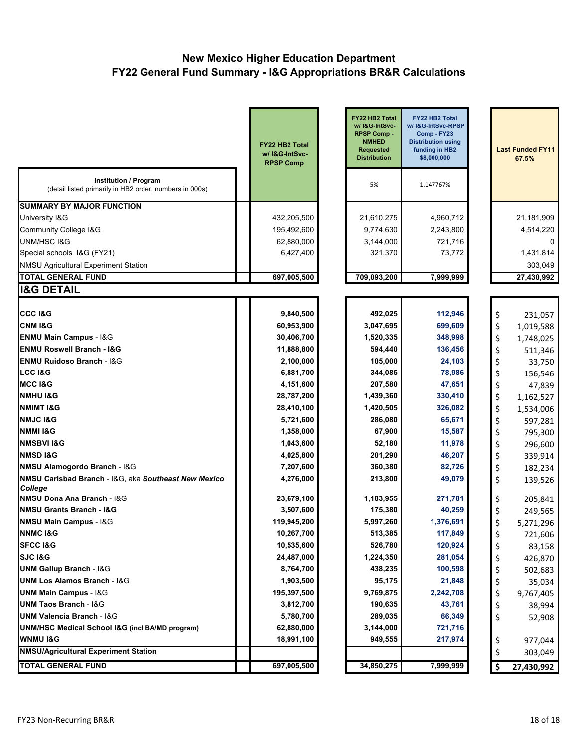# New Mexico Higher Education Department
## FY22 General Fund Summary - I&G Appropriations BR&R Calculations

| Institution / Program (detail listed primarily in HB2 order, numbers in 000s) | FY22 HB2 Total w/ I&G-IntSvc-RPSP Comp | FY22 HB2 Total w/ I&G-IntSvc-RPSP Comp - NMHED Requested Distribution | FY22 HB2 Total w/ I&G-IntSvc-RPSP Comp - FY23 Distribution using funding in HB2 $8,000,000 | Last Funded FY11 67.5% |
|---|---|---|---|---|
| | | 5% | 1.147767% | |
| **SUMMARY BY MAJOR FUNCTION** | | | | |
| University I&G | 432,205,500 | 21,610,275 | 4,960,712 | 21,181,909 |
| Community College I&G | 195,492,600 | 9,774,630 | 2,243,800 | 4,514,220 |
| UNM/HSC I&G | 62,880,000 | 3,144,000 | 721,716 | 0 |
| Special schools I&G (FY21) | 6,427,400 | 321,370 | 73,772 | 1,431,814 |
| NMSU Agricultural Experiment Station | | | | 303,049 |
| **TOTAL GENERAL FUND** | **697,005,500** | **709,093,200** | **7,999,999** | **27,430,992** |
| **I&G DETAIL** | | | | |
| **CCC I&G** | **9,840,500** | **492,025** | **112,946** | $ 231,057 |
| **CNM I&G** | **60,953,900** | **3,047,695** | **699,609** | $ 1,019,588 |
| **ENMU Main Campus** - I&G | **30,406,700** | **1,520,335** | **348,998** | $ 1,748,025 |
| **ENMU Roswell Branch - I&G** | **11,888,800** | **594,440** | **136,456** | $ 511,346 |
| **ENMU Ruidoso Branch** - I&G | **2,100,000** | **105,000** | **24,103** | $ 33,750 |
| **LCC I&G** | **6,881,700** | **344,085** | **78,986** | $ 156,546 |
| **MCC I&G** | **4,151,600** | **207,580** | **47,651** | $ 47,839 |
| **NMHU I&G** | **28,787,200** | **1,439,360** | **330,410** | $ 1,162,527 |
| **NMIMT I&G** | **28,410,100** | **1,420,505** | **326,082** | $ 1,534,006 |
| **NMJC I&G** | **5,721,600** | **286,080** | **65,671** | $ 597,281 |
| **NMMI I&G** | **1,358,000** | **67,900** | **15,587** | $ 795,300 |
| **NMSBVI I&G** | **1,043,600** | **52,180** | **11,978** | $ 296,600 |
| **NMSD I&G** | **4,025,800** | **201,290** | **46,207** | $ 339,914 |
| **NMSU Alamogordo Branch** - I&G | **7,207,600** | **360,380** | **82,726** | $ 182,234 |
| **NMSU Carlsbad Branch** - I&G, aka ***Southeast New Mexico College*** | **4,276,000** | **213,800** | **49,079** | $ 139,526 |
| **NMSU Dona Ana Branch** - I&G | **23,679,100** | **1,183,955** | **271,781** | $ 205,841 |
| **NMSU Grants Branch - I&G** | **3,507,600** | **175,380** | **40,259** | $ 249,565 |
| **NMSU Main Campus** - I&G | **119,945,200** | **5,997,260** | **1,376,691** | $ 5,271,296 |
| **NNMC I&G** | **10,267,700** | **513,385** | **117,849** | $ 721,606 |
| **SFCC I&G** | **10,535,600** | **526,780** | **120,924** | $ 83,158 |
| **SJC I&G** | **24,487,000** | **1,224,350** | **281,054** | $ 426,870 |
| **UNM Gallup Branch** - I&G | **8,764,700** | **438,235** | **100,598** | $ 502,683 |
| **UNM Los Alamos Branch** - I&G | **1,903,500** | **95,175** | **21,848** | $ 35,034 |
| **UNM Main Campus** - I&G | **195,397,500** | **9,769,875** | **2,242,708** | $ 9,767,405 |
| **UNM Taos Branch** - I&G | **3,812,700** | **190,635** | **43,761** | $ 38,994 |
| **UNM Valencia Branch** - I&G | **5,780,700** | **289,035** | **66,349** | $ 52,908 |
| **UNM/HSC Medical School I&G (incl BA/MD program)** | **62,880,000** | **3,144,000** | **721,716** | |
| **WNMU I&G** | **18,991,100** | **949,555** | **217,974** | $ 977,044 |
| **NMSU/Agricultural Experiment Station** | | | | $ 303,049 |
| **TOTAL GENERAL FUND** | **697,005,500** | **34,850,275** | **7,999,999** | **$ 27,430,992** |